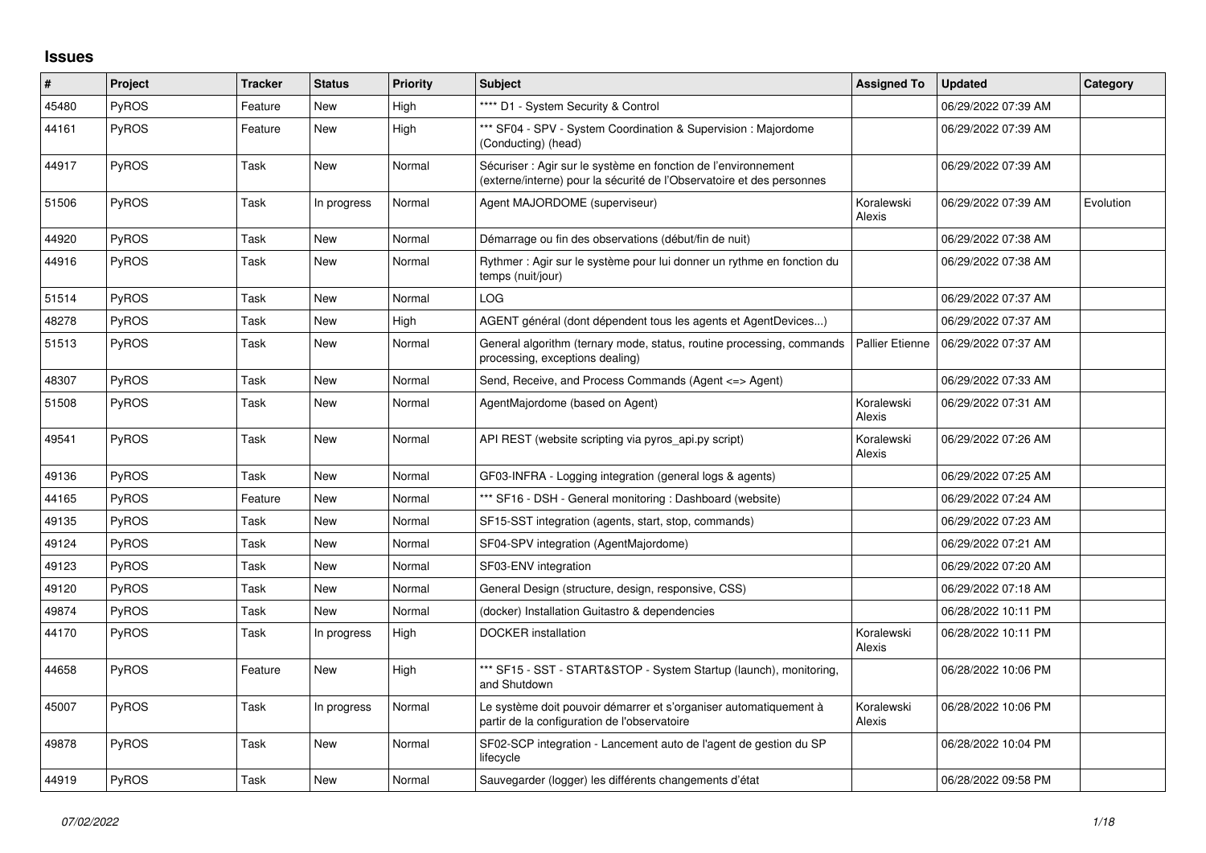# Issues

| # | Project | Tracker | Status | Priority | Subject | Assigned To | Updated | Category |
|---|---|---|---|---|---|---|---|---|
| 45480 | PyROS | Feature | New | High | **** D1 - System Security & Control | | 06/29/2022 07:39 AM | |
| 44161 | PyROS | Feature | New | High | *** SF04 - SPV - System Coordination & Supervision : Majordome (Conducting) (head) | | 06/29/2022 07:39 AM | |
| 44917 | PyROS | Task | New | Normal | Sécuriser : Agir sur le système en fonction de l'environnement (externe/interne) pour la sécurité de l'Observatoire et des personnes | | 06/29/2022 07:39 AM | |
| 51506 | PyROS | Task | In progress | Normal | Agent MAJORDOME (superviseur) | Koralewski Alexis | 06/29/2022 07:39 AM | Evolution |
| 44920 | PyROS | Task | New | Normal | Démarrage ou fin des observations (début/fin de nuit) | | 06/29/2022 07:38 AM | |
| 44916 | PyROS | Task | New | Normal | Rythmer : Agir sur le système pour lui donner un rythme en fonction du temps (nuit/jour) | | 06/29/2022 07:38 AM | |
| 51514 | PyROS | Task | New | Normal | LOG | | 06/29/2022 07:37 AM | |
| 48278 | PyROS | Task | New | High | AGENT général (dont dépendent tous les agents et AgentDevices...) | | 06/29/2022 07:37 AM | |
| 51513 | PyROS | Task | New | Normal | General algorithm (ternary mode, status, routine processing, commands processing, exceptions dealing) | Pallier Etienne | 06/29/2022 07:37 AM | |
| 48307 | PyROS | Task | New | Normal | Send, Receive, and Process Commands (Agent <=> Agent) | | 06/29/2022 07:33 AM | |
| 51508 | PyROS | Task | New | Normal | AgentMajordome (based on Agent) | Koralewski Alexis | 06/29/2022 07:31 AM | |
| 49541 | PyROS | Task | New | Normal | API REST (website scripting via pyros_api.py script) | Koralewski Alexis | 06/29/2022 07:26 AM | |
| 49136 | PyROS | Task | New | Normal | GF03-INFRA - Logging integration (general logs & agents) | | 06/29/2022 07:25 AM | |
| 44165 | PyROS | Feature | New | Normal | *** SF16 - DSH - General monitoring : Dashboard (website) | | 06/29/2022 07:24 AM | |
| 49135 | PyROS | Task | New | Normal | SF15-SST integration (agents, start, stop, commands) | | 06/29/2022 07:23 AM | |
| 49124 | PyROS | Task | New | Normal | SF04-SPV integration (AgentMajordome) | | 06/29/2022 07:21 AM | |
| 49123 | PyROS | Task | New | Normal | SF03-ENV integration | | 06/29/2022 07:20 AM | |
| 49120 | PyROS | Task | New | Normal | General Design (structure, design, responsive, CSS) | | 06/29/2022 07:18 AM | |
| 49874 | PyROS | Task | New | Normal | (docker) Installation Guitastro & dependencies | | 06/28/2022 10:11 PM | |
| 44170 | PyROS | Task | In progress | High | DOCKER installation | Koralewski Alexis | 06/28/2022 10:11 PM | |
| 44658 | PyROS | Feature | New | High | *** SF15 - SST - START&STOP - System Startup (launch), monitoring, and Shutdown | | 06/28/2022 10:06 PM | |
| 45007 | PyROS | Task | In progress | Normal | Le système doit pouvoir démarrer et s'organiser automatiquement à partir de la configuration de l'observatoire | Koralewski Alexis | 06/28/2022 10:06 PM | |
| 49878 | PyROS | Task | New | Normal | SF02-SCP integration - Lancement auto de l'agent de gestion du SP lifecycle | | 06/28/2022 10:04 PM | |
| 44919 | PyROS | Task | New | Normal | Sauvegarder (logger) les différents changements d'état | | 06/28/2022 09:58 PM | |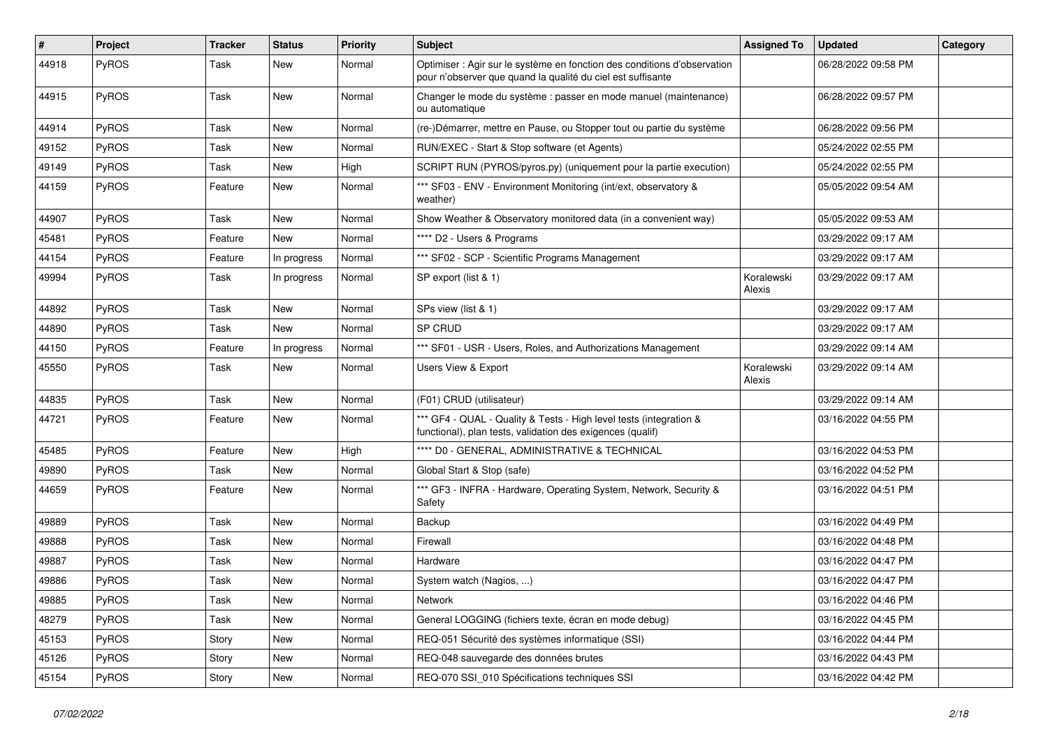| # | Project | Tracker | Status | Priority | Subject | Assigned To | Updated | Category |
|---|---|---|---|---|---|---|---|---|
| 44918 | PyROS | Task | New | Normal | Optimiser : Agir sur le système en fonction des conditions d'observation pour n'observer que quand la qualité du ciel est suffisante | | 06/28/2022 09:58 PM | |
| 44915 | PyROS | Task | New | Normal | Changer le mode du système : passer en mode manuel (maintenance) ou automatique | | 06/28/2022 09:57 PM | |
| 44914 | PyROS | Task | New | Normal | (re-)Démarrer, mettre en Pause, ou Stopper tout ou partie du système | | 06/28/2022 09:56 PM | |
| 49152 | PyROS | Task | New | Normal | RUN/EXEC - Start & Stop software (et Agents) | | 05/24/2022 02:55 PM | |
| 49149 | PyROS | Task | New | High | SCRIPT RUN (PYROS/pyros.py) (uniquement pour la partie execution) | | 05/24/2022 02:55 PM | |
| 44159 | PyROS | Feature | New | Normal | *** SF03 - ENV - Environment Monitoring (int/ext, observatory & weather) | | 05/05/2022 09:54 AM | |
| 44907 | PyROS | Task | New | Normal | Show Weather & Observatory monitored data (in a convenient way) | | 05/05/2022 09:53 AM | |
| 45481 | PyROS | Feature | New | Normal | **** D2 - Users & Programs | | 03/29/2022 09:17 AM | |
| 44154 | PyROS | Feature | In progress | Normal | *** SF02 - SCP - Scientific Programs Management | | 03/29/2022 09:17 AM | |
| 49994 | PyROS | Task | In progress | Normal | SP export (list & 1) | Koralewski Alexis | 03/29/2022 09:17 AM | |
| 44892 | PyROS | Task | New | Normal | SPs view (list & 1) | | 03/29/2022 09:17 AM | |
| 44890 | PyROS | Task | New | Normal | SP CRUD | | 03/29/2022 09:17 AM | |
| 44150 | PyROS | Feature | In progress | Normal | *** SF01 - USR - Users, Roles, and Authorizations Management | | 03/29/2022 09:14 AM | |
| 45550 | PyROS | Task | New | Normal | Users View & Export | Koralewski Alexis | 03/29/2022 09:14 AM | |
| 44835 | PyROS | Task | New | Normal | (F01) CRUD (utilisateur) | | 03/29/2022 09:14 AM | |
| 44721 | PyROS | Feature | New | Normal | *** GF4 - QUAL - Quality & Tests - High level tests (integration & functional), plan tests, validation des exigences (qualif) | | 03/16/2022 04:55 PM | |
| 45485 | PyROS | Feature | New | High | **** D0 - GENERAL, ADMINISTRATIVE & TECHNICAL | | 03/16/2022 04:53 PM | |
| 49890 | PyROS | Task | New | Normal | Global Start & Stop (safe) | | 03/16/2022 04:52 PM | |
| 44659 | PyROS | Feature | New | Normal | *** GF3 - INFRA - Hardware, Operating System, Network, Security & Safety | | 03/16/2022 04:51 PM | |
| 49889 | PyROS | Task | New | Normal | Backup | | 03/16/2022 04:49 PM | |
| 49888 | PyROS | Task | New | Normal | Firewall | | 03/16/2022 04:48 PM | |
| 49887 | PyROS | Task | New | Normal | Hardware | | 03/16/2022 04:47 PM | |
| 49886 | PyROS | Task | New | Normal | System watch (Nagios, ...) | | 03/16/2022 04:47 PM | |
| 49885 | PyROS | Task | New | Normal | Network | | 03/16/2022 04:46 PM | |
| 48279 | PyROS | Task | New | Normal | General LOGGING (fichiers texte, écran en mode debug) | | 03/16/2022 04:45 PM | |
| 45153 | PyROS | Story | New | Normal | REQ-051 Sécurité des systèmes informatique (SSI) | | 03/16/2022 04:44 PM | |
| 45126 | PyROS | Story | New | Normal | REQ-048 sauvegarde des données brutes | | 03/16/2022 04:43 PM | |
| 45154 | PyROS | Story | New | Normal | REQ-070 SSI_010 Spécifications techniques SSI | | 03/16/2022 04:42 PM | |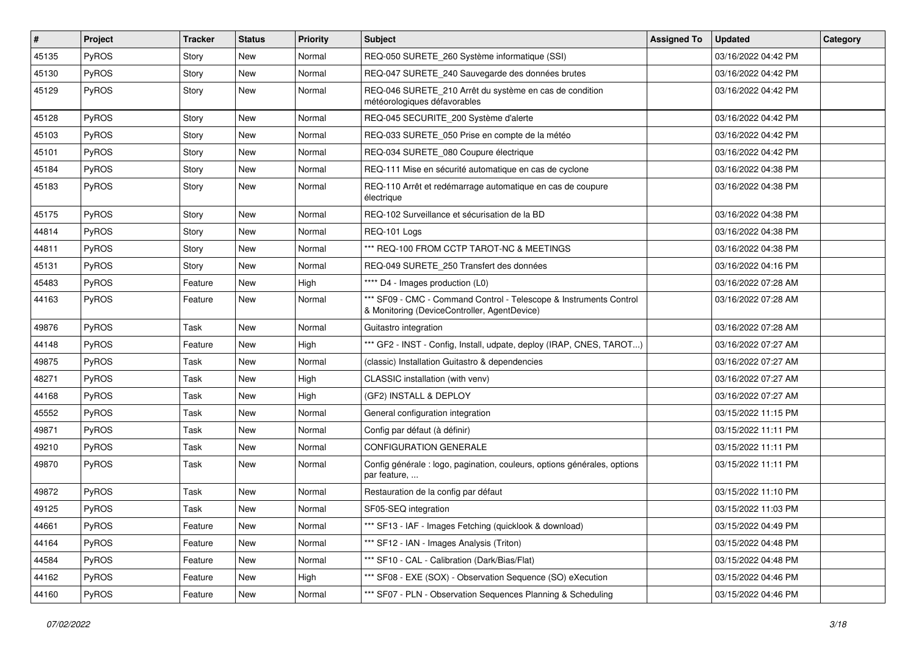| # | Project | Tracker | Status | Priority | Subject | Assigned To | Updated | Category |
|---|---|---|---|---|---|---|---|---|
| 45135 | PyROS | Story | New | Normal | REQ-050 SURETE_260 Système informatique (SSI) | | 03/16/2022 04:42 PM | |
| 45130 | PyROS | Story | New | Normal | REQ-047 SURETE_240 Sauvegarde des données brutes | | 03/16/2022 04:42 PM | |
| 45129 | PyROS | Story | New | Normal | REQ-046 SURETE_210 Arrêt du système en cas de condition météorologiques défavorables | | 03/16/2022 04:42 PM | |
| 45128 | PyROS | Story | New | Normal | REQ-045 SECURITE_200 Système d'alerte | | 03/16/2022 04:42 PM | |
| 45103 | PyROS | Story | New | Normal | REQ-033 SURETE_050 Prise en compte de la météo | | 03/16/2022 04:42 PM | |
| 45101 | PyROS | Story | New | Normal | REQ-034 SURETE_080 Coupure électrique | | 03/16/2022 04:42 PM | |
| 45184 | PyROS | Story | New | Normal | REQ-111 Mise en sécurité automatique en cas de cyclone | | 03/16/2022 04:38 PM | |
| 45183 | PyROS | Story | New | Normal | REQ-110 Arrêt et redémarrage automatique en cas de coupure électrique | | 03/16/2022 04:38 PM | |
| 45175 | PyROS | Story | New | Normal | REQ-102 Surveillance et sécurisation de la BD | | 03/16/2022 04:38 PM | |
| 44814 | PyROS | Story | New | Normal | REQ-101 Logs | | 03/16/2022 04:38 PM | |
| 44811 | PyROS | Story | New | Normal | *** REQ-100 FROM CCTP TAROT-NC & MEETINGS | | 03/16/2022 04:38 PM | |
| 45131 | PyROS | Story | New | Normal | REQ-049 SURETE_250 Transfert des données | | 03/16/2022 04:16 PM | |
| 45483 | PyROS | Feature | New | High | **** D4 - Images production (L0) | | 03/16/2022 07:28 AM | |
| 44163 | PyROS | Feature | New | Normal | *** SF09 - CMC - Command Control - Telescope & Instruments Control & Monitoring (DeviceController, AgentDevice) | | 03/16/2022 07:28 AM | |
| 49876 | PyROS | Task | New | Normal | Guitastro integration | | 03/16/2022 07:28 AM | |
| 44148 | PyROS | Feature | New | High | *** GF2 - INST - Config, Install, udpate, deploy (IRAP, CNES, TAROT...) | | 03/16/2022 07:27 AM | |
| 49875 | PyROS | Task | New | Normal | (classic) Installation Guitastro & dependencies | | 03/16/2022 07:27 AM | |
| 48271 | PyROS | Task | New | High | CLASSIC installation (with venv) | | 03/16/2022 07:27 AM | |
| 44168 | PyROS | Task | New | High | (GF2) INSTALL & DEPLOY | | 03/16/2022 07:27 AM | |
| 45552 | PyROS | Task | New | Normal | General configuration integration | | 03/15/2022 11:15 PM | |
| 49871 | PyROS | Task | New | Normal | Config par défaut (à définir) | | 03/15/2022 11:11 PM | |
| 49210 | PyROS | Task | New | Normal | CONFIGURATION GENERALE | | 03/15/2022 11:11 PM | |
| 49870 | PyROS | Task | New | Normal | Config générale : logo, pagination, couleurs, options générales, options par feature, ... | | 03/15/2022 11:11 PM | |
| 49872 | PyROS | Task | New | Normal | Restauration de la config par défaut | | 03/15/2022 11:10 PM | |
| 49125 | PyROS | Task | New | Normal | SF05-SEQ integration | | 03/15/2022 11:03 PM | |
| 44661 | PyROS | Feature | New | Normal | *** SF13 - IAF - Images Fetching (quicklook & download) | | 03/15/2022 04:49 PM | |
| 44164 | PyROS | Feature | New | Normal | *** SF12 - IAN - Images Analysis (Triton) | | 03/15/2022 04:48 PM | |
| 44584 | PyROS | Feature | New | Normal | *** SF10 - CAL - Calibration (Dark/Bias/Flat) | | 03/15/2022 04:48 PM | |
| 44162 | PyROS | Feature | New | High | *** SF08 - EXE (SOX) - Observation Sequence (SO) eXecution | | 03/15/2022 04:46 PM | |
| 44160 | PyROS | Feature | New | Normal | *** SF07 - PLN - Observation Sequences Planning & Scheduling | | 03/15/2022 04:46 PM | |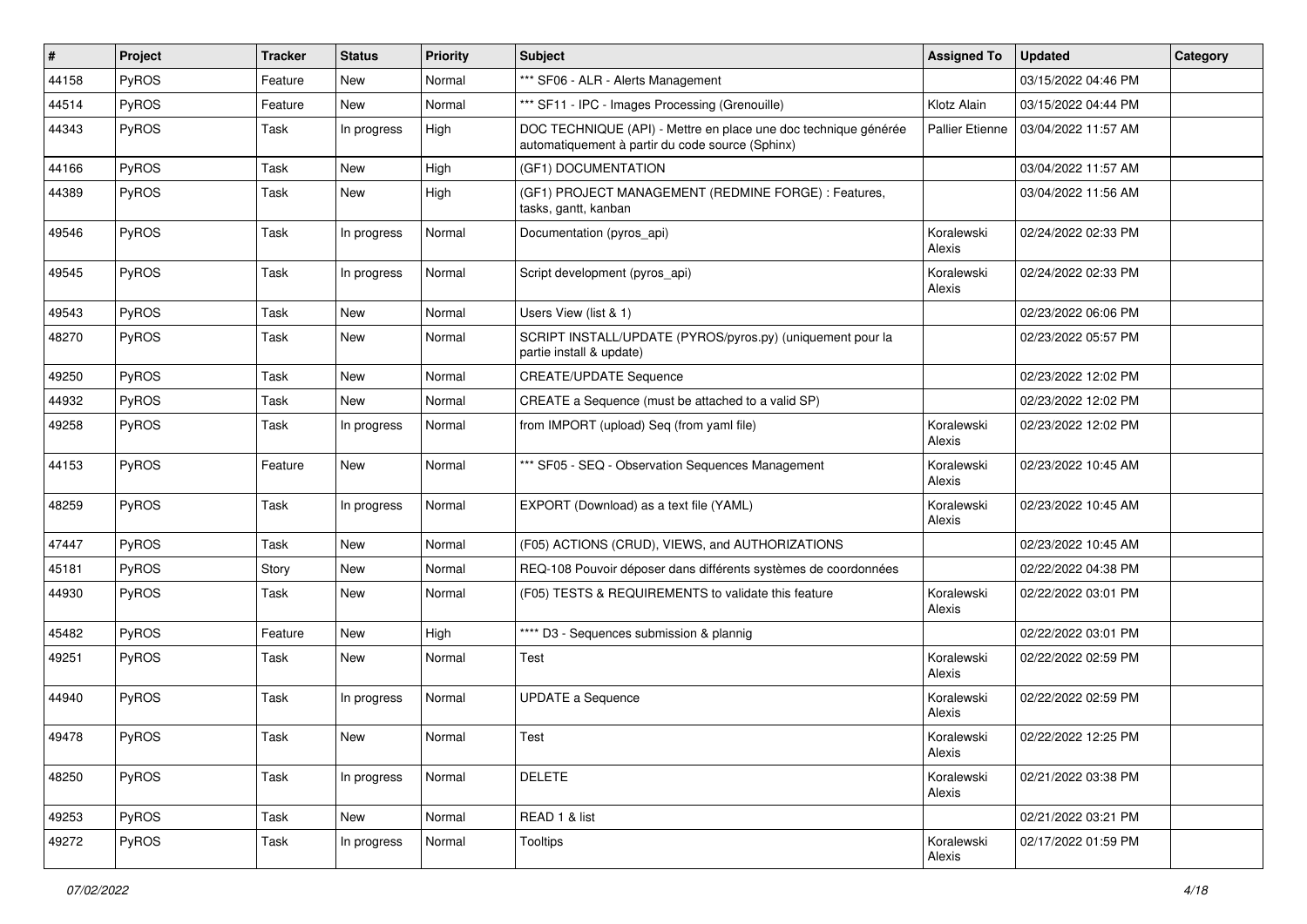| # | Project | Tracker | Status | Priority | Subject | Assigned To | Updated | Category |
|---|---|---|---|---|---|---|---|---|
| 44158 | PyROS | Feature | New | Normal | *** SF06 - ALR - Alerts Management | | 03/15/2022 04:46 PM | |
| 44514 | PyROS | Feature | New | Normal | *** SF11 - IPC - Images Processing (Grenouille) | Klotz Alain | 03/15/2022 04:44 PM | |
| 44343 | PyROS | Task | In progress | High | DOC TECHNIQUE (API) - Mettre en place une doc technique générée automatiquement à partir du code source (Sphinx) | Pallier Etienne | 03/04/2022 11:57 AM | |
| 44166 | PyROS | Task | New | High | (GF1) DOCUMENTATION | | 03/04/2022 11:57 AM | |
| 44389 | PyROS | Task | New | High | (GF1) PROJECT MANAGEMENT (REDMINE FORGE) : Features, tasks, gantt, kanban | | 03/04/2022 11:56 AM | |
| 49546 | PyROS | Task | In progress | Normal | Documentation (pyros_api) | Koralewski Alexis | 02/24/2022 02:33 PM | |
| 49545 | PyROS | Task | In progress | Normal | Script development (pyros_api) | Koralewski Alexis | 02/24/2022 02:33 PM | |
| 49543 | PyROS | Task | New | Normal | Users View (list & 1) | | 02/23/2022 06:06 PM | |
| 48270 | PyROS | Task | New | Normal | SCRIPT INSTALL/UPDATE (PYROS/pyros.py) (uniquement pour la partie install & update) | | 02/23/2022 05:57 PM | |
| 49250 | PyROS | Task | New | Normal | CREATE/UPDATE Sequence | | 02/23/2022 12:02 PM | |
| 44932 | PyROS | Task | New | Normal | CREATE a Sequence (must be attached to a valid SP) | | 02/23/2022 12:02 PM | |
| 49258 | PyROS | Task | In progress | Normal | from IMPORT (upload) Seq (from yaml file) | Koralewski Alexis | 02/23/2022 12:02 PM | |
| 44153 | PyROS | Feature | New | Normal | *** SF05 - SEQ - Observation Sequences Management | Koralewski Alexis | 02/23/2022 10:45 AM | |
| 48259 | PyROS | Task | In progress | Normal | EXPORT (Download) as a text file (YAML) | Koralewski Alexis | 02/23/2022 10:45 AM | |
| 47447 | PyROS | Task | New | Normal | (F05) ACTIONS (CRUD), VIEWS, and AUTHORIZATIONS | | 02/23/2022 10:45 AM | |
| 45181 | PyROS | Story | New | Normal | REQ-108 Pouvoir déposer dans différents systèmes de coordonnées | | 02/22/2022 04:38 PM | |
| 44930 | PyROS | Task | New | Normal | (F05) TESTS & REQUIREMENTS to validate this feature | Koralewski Alexis | 02/22/2022 03:01 PM | |
| 45482 | PyROS | Feature | New | High | **** D3 - Sequences submission & plannig | | 02/22/2022 03:01 PM | |
| 49251 | PyROS | Task | New | Normal | Test | Koralewski Alexis | 02/22/2022 02:59 PM | |
| 44940 | PyROS | Task | In progress | Normal | UPDATE a Sequence | Koralewski Alexis | 02/22/2022 02:59 PM | |
| 49478 | PyROS | Task | New | Normal | Test | Koralewski Alexis | 02/22/2022 12:25 PM | |
| 48250 | PyROS | Task | In progress | Normal | DELETE | Koralewski Alexis | 02/21/2022 03:38 PM | |
| 49253 | PyROS | Task | New | Normal | READ 1 & list | | 02/21/2022 03:21 PM | |
| 49272 | PyROS | Task | In progress | Normal | Tooltips | Koralewski Alexis | 02/17/2022 01:59 PM | |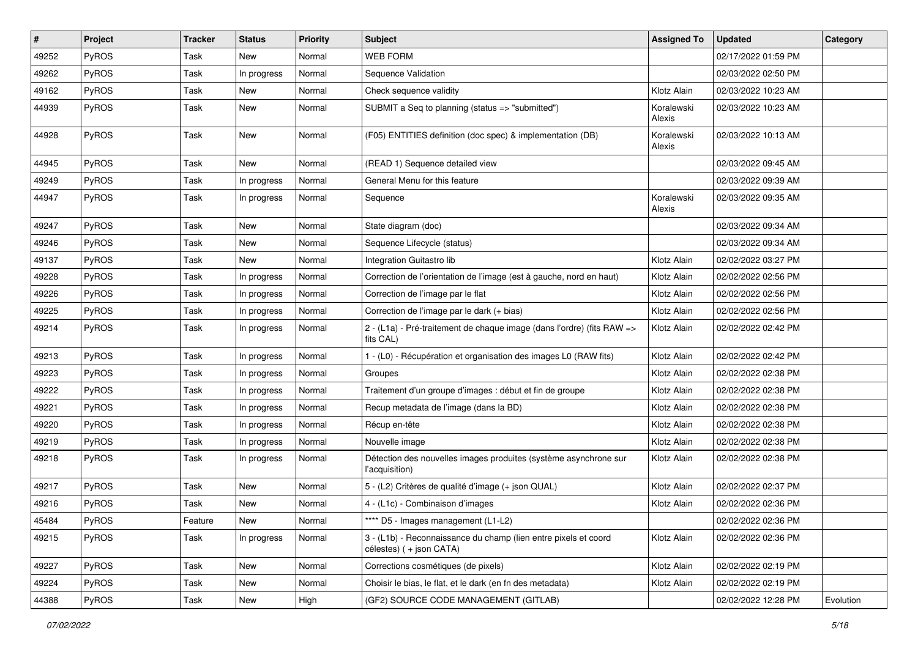| # | Project | Tracker | Status | Priority | Subject | Assigned To | Updated | Category |
|---|---|---|---|---|---|---|---|---|
| 49252 | PyROS | Task | New | Normal | WEB FORM | | 02/17/2022 01:59 PM | |
| 49262 | PyROS | Task | In progress | Normal | Sequence Validation | | 02/03/2022 02:50 PM | |
| 49162 | PyROS | Task | New | Normal | Check sequence validity | Klotz Alain | 02/03/2022 10:23 AM | |
| 44939 | PyROS | Task | New | Normal | SUBMIT a Seq to planning (status => "submitted") | Koralewski Alexis | 02/03/2022 10:23 AM | |
| 44928 | PyROS | Task | New | Normal | (F05) ENTITIES definition (doc spec) & implementation (DB) | Koralewski Alexis | 02/03/2022 10:13 AM | |
| 44945 | PyROS | Task | New | Normal | (READ 1) Sequence detailed view | | 02/03/2022 09:45 AM | |
| 49249 | PyROS | Task | In progress | Normal | General Menu for this feature | | 02/03/2022 09:39 AM | |
| 44947 | PyROS | Task | In progress | Normal | Sequence | Koralewski Alexis | 02/03/2022 09:35 AM | |
| 49247 | PyROS | Task | New | Normal | State diagram (doc) | | 02/03/2022 09:34 AM | |
| 49246 | PyROS | Task | New | Normal | Sequence Lifecycle (status) | | 02/03/2022 09:34 AM | |
| 49137 | PyROS | Task | New | Normal | Integration Guitastro lib | Klotz Alain | 02/02/2022 03:27 PM | |
| 49228 | PyROS | Task | In progress | Normal | Correction de l'orientation de l'image (est à gauche, nord en haut) | Klotz Alain | 02/02/2022 02:56 PM | |
| 49226 | PyROS | Task | In progress | Normal | Correction de l'image par le flat | Klotz Alain | 02/02/2022 02:56 PM | |
| 49225 | PyROS | Task | In progress | Normal | Correction de l'image par le dark (+ bias) | Klotz Alain | 02/02/2022 02:56 PM | |
| 49214 | PyROS | Task | In progress | Normal | 2 - (L1a) - Pré-traitement de chaque image (dans l'ordre) (fits RAW => fits CAL) | Klotz Alain | 02/02/2022 02:42 PM | |
| 49213 | PyROS | Task | In progress | Normal | 1 - (L0) - Récupération et organisation des images L0 (RAW fits) | Klotz Alain | 02/02/2022 02:42 PM | |
| 49223 | PyROS | Task | In progress | Normal | Groupes | Klotz Alain | 02/02/2022 02:38 PM | |
| 49222 | PyROS | Task | In progress | Normal | Traitement d'un groupe d'images : début et fin de groupe | Klotz Alain | 02/02/2022 02:38 PM | |
| 49221 | PyROS | Task | In progress | Normal | Recup metadata de l'image (dans la BD) | Klotz Alain | 02/02/2022 02:38 PM | |
| 49220 | PyROS | Task | In progress | Normal | Récup en-tête | Klotz Alain | 02/02/2022 02:38 PM | |
| 49219 | PyROS | Task | In progress | Normal | Nouvelle image | Klotz Alain | 02/02/2022 02:38 PM | |
| 49218 | PyROS | Task | In progress | Normal | Détection des nouvelles images produites (système asynchrone sur l'acquisition) | Klotz Alain | 02/02/2022 02:38 PM | |
| 49217 | PyROS | Task | New | Normal | 5 - (L2) Critères de qualité d'image (+ json QUAL) | Klotz Alain | 02/02/2022 02:37 PM | |
| 49216 | PyROS | Task | New | Normal | 4 - (L1c) - Combinaison d'images | Klotz Alain | 02/02/2022 02:36 PM | |
| 45484 | PyROS | Feature | New | Normal | **** D5 - Images management (L1-L2) | | 02/02/2022 02:36 PM | |
| 49215 | PyROS | Task | In progress | Normal | 3 - (L1b) - Reconnaissance du champ (lien entre pixels et coord célestes) ( + json CATA) | Klotz Alain | 02/02/2022 02:36 PM | |
| 49227 | PyROS | Task | New | Normal | Corrections cosmétiques (de pixels) | Klotz Alain | 02/02/2022 02:19 PM | |
| 49224 | PyROS | Task | New | Normal | Choisir le bias, le flat, et le dark (en fn des metadata) | Klotz Alain | 02/02/2022 02:19 PM | |
| 44388 | PyROS | Task | New | High | (GF2) SOURCE CODE MANAGEMENT (GITLAB) | | 02/02/2022 12:28 PM | Evolution |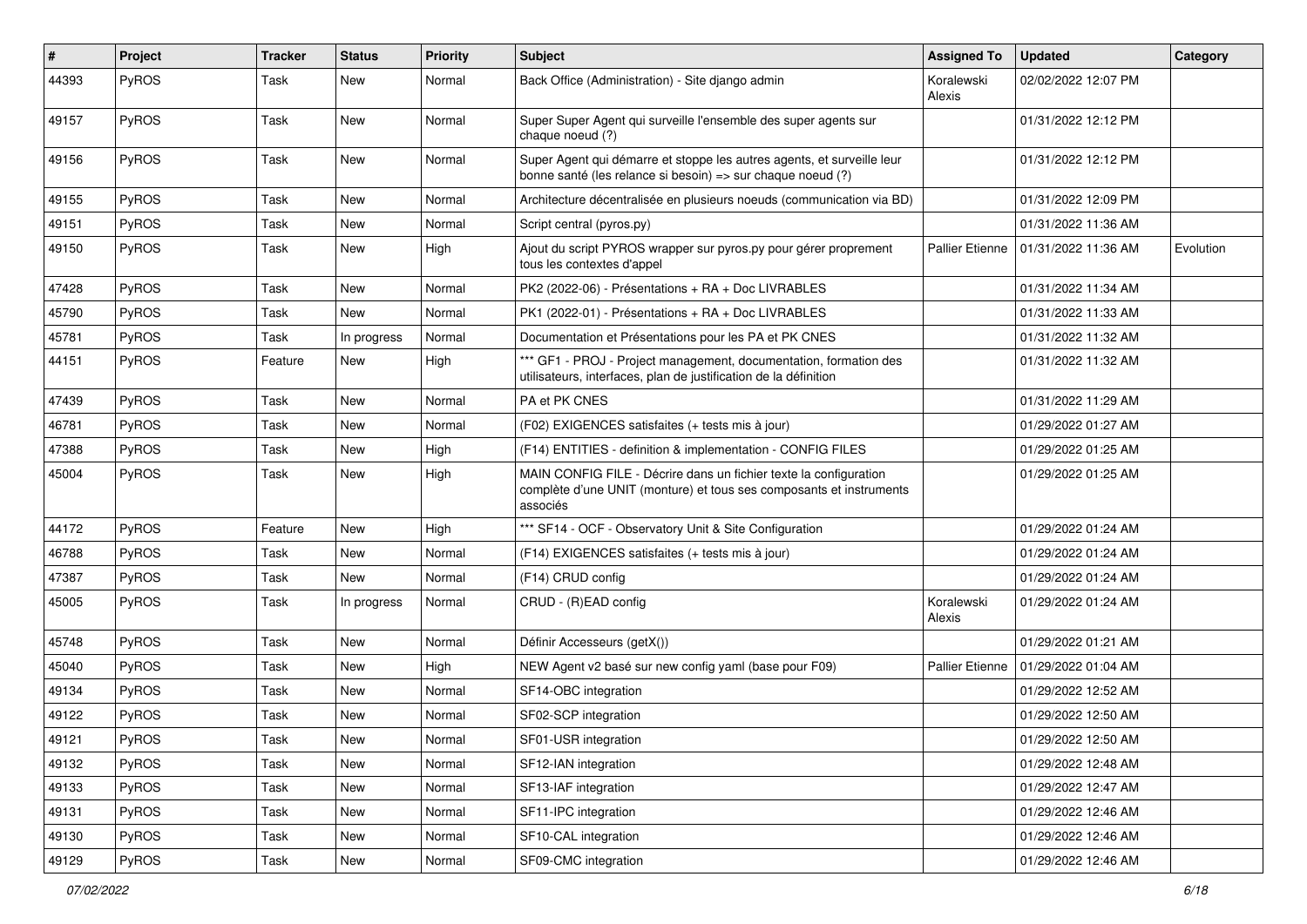| # | Project | Tracker | Status | Priority | Subject | Assigned To | Updated | Category |
|---|---|---|---|---|---|---|---|---|
| 44393 | PyROS | Task | New | Normal | Back Office (Administration) - Site django admin | Koralewski Alexis | 02/02/2022 12:07 PM | |
| 49157 | PyROS | Task | New | Normal | Super Super Agent qui surveille l'ensemble des super agents sur chaque noeud (?) | | 01/31/2022 12:12 PM | |
| 49156 | PyROS | Task | New | Normal | Super Agent qui démarre et stoppe les autres agents, et surveille leur bonne santé (les relance si besoin) => sur chaque noeud (?) | | 01/31/2022 12:12 PM | |
| 49155 | PyROS | Task | New | Normal | Architecture décentralisée en plusieurs noeuds (communication via BD) | | 01/31/2022 12:09 PM | |
| 49151 | PyROS | Task | New | Normal | Script central (pyros.py) | | 01/31/2022 11:36 AM | |
| 49150 | PyROS | Task | New | High | Ajout du script PYROS wrapper sur pyros.py pour gérer proprement tous les contextes d'appel | Pallier Etienne | 01/31/2022 11:36 AM | Evolution |
| 47428 | PyROS | Task | New | Normal | PK2 (2022-06) - Présentations + RA + Doc LIVRABLES | | 01/31/2022 11:34 AM | |
| 45790 | PyROS | Task | New | Normal | PK1 (2022-01) - Présentations + RA + Doc LIVRABLES | | 01/31/2022 11:33 AM | |
| 45781 | PyROS | Task | In progress | Normal | Documentation et Présentations pour les PA et PK CNES | | 01/31/2022 11:32 AM | |
| 44151 | PyROS | Feature | New | High | *** GF1 - PROJ - Project management, documentation, formation des utilisateurs, interfaces, plan de justification de la définition | | 01/31/2022 11:32 AM | |
| 47439 | PyROS | Task | New | Normal | PA et PK CNES | | 01/31/2022 11:29 AM | |
| 46781 | PyROS | Task | New | Normal | (F02) EXIGENCES satisfaites (+ tests mis à jour) | | 01/29/2022 01:27 AM | |
| 47388 | PyROS | Task | New | High | (F14) ENTITIES - definition & implementation - CONFIG FILES | | 01/29/2022 01:25 AM | |
| 45004 | PyROS | Task | New | High | MAIN CONFIG FILE - Décrire dans un fichier texte la configuration complète d'une UNIT (monture) et tous ses composants et instruments associés | | 01/29/2022 01:25 AM | |
| 44172 | PyROS | Feature | New | High | *** SF14 - OCF - Observatory Unit & Site Configuration | | 01/29/2022 01:24 AM | |
| 46788 | PyROS | Task | New | Normal | (F14) EXIGENCES satisfaites (+ tests mis à jour) | | 01/29/2022 01:24 AM | |
| 47387 | PyROS | Task | New | Normal | (F14) CRUD config | | 01/29/2022 01:24 AM | |
| 45005 | PyROS | Task | In progress | Normal | CRUD - (R)EAD config | Koralewski Alexis | 01/29/2022 01:24 AM | |
| 45748 | PyROS | Task | New | Normal | Définir Accesseurs (getX()) | | 01/29/2022 01:21 AM | |
| 45040 | PyROS | Task | New | High | NEW Agent v2 basé sur new config yaml (base pour F09) | Pallier Etienne | 01/29/2022 01:04 AM | |
| 49134 | PyROS | Task | New | Normal | SF14-OBC integration | | 01/29/2022 12:52 AM | |
| 49122 | PyROS | Task | New | Normal | SF02-SCP integration | | 01/29/2022 12:50 AM | |
| 49121 | PyROS | Task | New | Normal | SF01-USR integration | | 01/29/2022 12:50 AM | |
| 49132 | PyROS | Task | New | Normal | SF12-IAN integration | | 01/29/2022 12:48 AM | |
| 49133 | PyROS | Task | New | Normal | SF13-IAF integration | | 01/29/2022 12:47 AM | |
| 49131 | PyROS | Task | New | Normal | SF11-IPC integration | | 01/29/2022 12:46 AM | |
| 49130 | PyROS | Task | New | Normal | SF10-CAL integration | | 01/29/2022 12:46 AM | |
| 49129 | PyROS | Task | New | Normal | SF09-CMC integration | | 01/29/2022 12:46 AM | |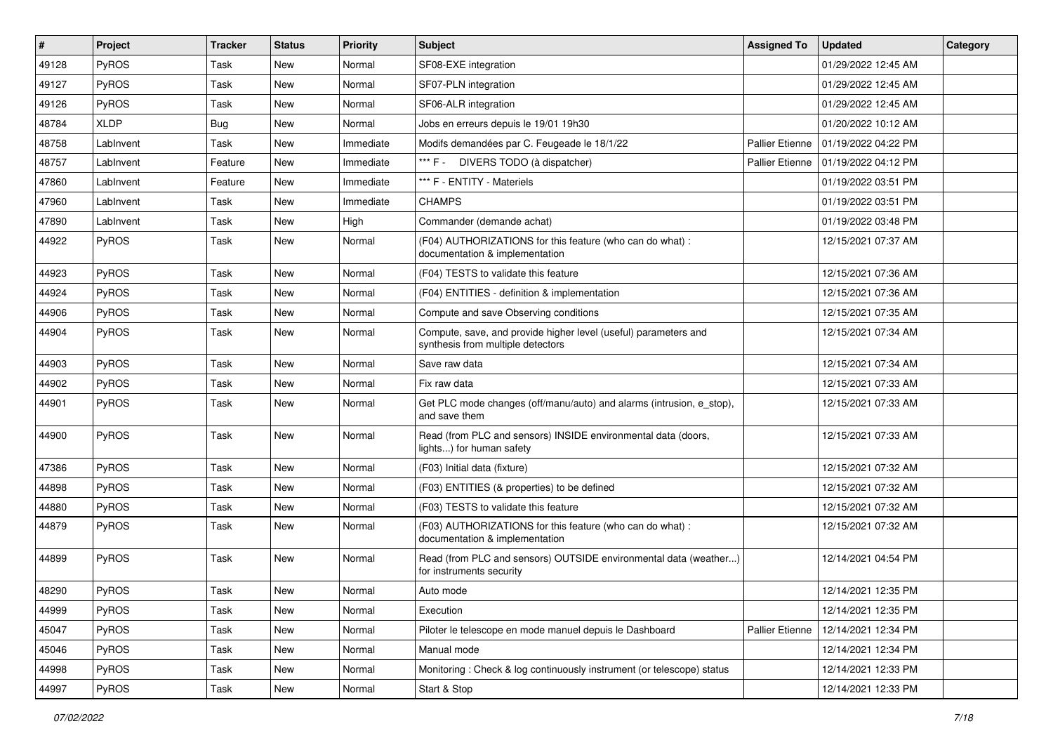| # | Project | Tracker | Status | Priority | Subject | Assigned To | Updated | Category |
|---|---|---|---|---|---|---|---|---|
| 49128 | PyROS | Task | New | Normal | SF08-EXE integration | | 01/29/2022 12:45 AM | |
| 49127 | PyROS | Task | New | Normal | SF07-PLN integration | | 01/29/2022 12:45 AM | |
| 49126 | PyROS | Task | New | Normal | SF06-ALR integration | | 01/29/2022 12:45 AM | |
| 48784 | XLDP | Bug | New | Normal | Jobs en erreurs depuis le 19/01 19h30 | | 01/20/2022 10:12 AM | |
| 48758 | LabInvent | Task | New | Immediate | Modifs demandées par C. Feugeade le 18/1/22 | Pallier Etienne | 01/19/2022 04:22 PM | |
| 48757 | LabInvent | Feature | New | Immediate | *** F - DIVERS TODO (à dispatcher) | Pallier Etienne | 01/19/2022 04:12 PM | |
| 47860 | LabInvent | Feature | New | Immediate | *** F - ENTITY - Materiels | | 01/19/2022 03:51 PM | |
| 47960 | LabInvent | Task | New | Immediate | CHAMPS | | 01/19/2022 03:51 PM | |
| 47890 | LabInvent | Task | New | High | Commander (demande achat) | | 01/19/2022 03:48 PM | |
| 44922 | PyROS | Task | New | Normal | (F04) AUTHORIZATIONS for this feature (who can do what) : documentation & implementation | | 12/15/2021 07:37 AM | |
| 44923 | PyROS | Task | New | Normal | (F04) TESTS to validate this feature | | 12/15/2021 07:36 AM | |
| 44924 | PyROS | Task | New | Normal | (F04) ENTITIES - definition & implementation | | 12/15/2021 07:36 AM | |
| 44906 | PyROS | Task | New | Normal | Compute and save Observing conditions | | 12/15/2021 07:35 AM | |
| 44904 | PyROS | Task | New | Normal | Compute, save, and provide higher level (useful) parameters and synthesis from multiple detectors | | 12/15/2021 07:34 AM | |
| 44903 | PyROS | Task | New | Normal | Save raw data | | 12/15/2021 07:34 AM | |
| 44902 | PyROS | Task | New | Normal | Fix raw data | | 12/15/2021 07:33 AM | |
| 44901 | PyROS | Task | New | Normal | Get PLC mode changes (off/manu/auto) and alarms (intrusion, e_stop), and save them | | 12/15/2021 07:33 AM | |
| 44900 | PyROS | Task | New | Normal | Read (from PLC and sensors) INSIDE environmental data (doors, lights...) for human safety | | 12/15/2021 07:33 AM | |
| 47386 | PyROS | Task | New | Normal | (F03) Initial data (fixture) | | 12/15/2021 07:32 AM | |
| 44898 | PyROS | Task | New | Normal | (F03) ENTITIES (& properties) to be defined | | 12/15/2021 07:32 AM | |
| 44880 | PyROS | Task | New | Normal | (F03) TESTS to validate this feature | | 12/15/2021 07:32 AM | |
| 44879 | PyROS | Task | New | Normal | (F03) AUTHORIZATIONS for this feature (who can do what) : documentation & implementation | | 12/15/2021 07:32 AM | |
| 44899 | PyROS | Task | New | Normal | Read (from PLC and sensors) OUTSIDE environmental data (weather...) for instruments security | | 12/14/2021 04:54 PM | |
| 48290 | PyROS | Task | New | Normal | Auto mode | | 12/14/2021 12:35 PM | |
| 44999 | PyROS | Task | New | Normal | Execution | | 12/14/2021 12:35 PM | |
| 45047 | PyROS | Task | New | Normal | Piloter le telescope en mode manuel depuis le Dashboard | Pallier Etienne | 12/14/2021 12:34 PM | |
| 45046 | PyROS | Task | New | Normal | Manual mode | | 12/14/2021 12:34 PM | |
| 44998 | PyROS | Task | New | Normal | Monitoring : Check & log continuously instrument (or telescope) status | | 12/14/2021 12:33 PM | |
| 44997 | PyROS | Task | New | Normal | Start & Stop | | 12/14/2021 12:33 PM | |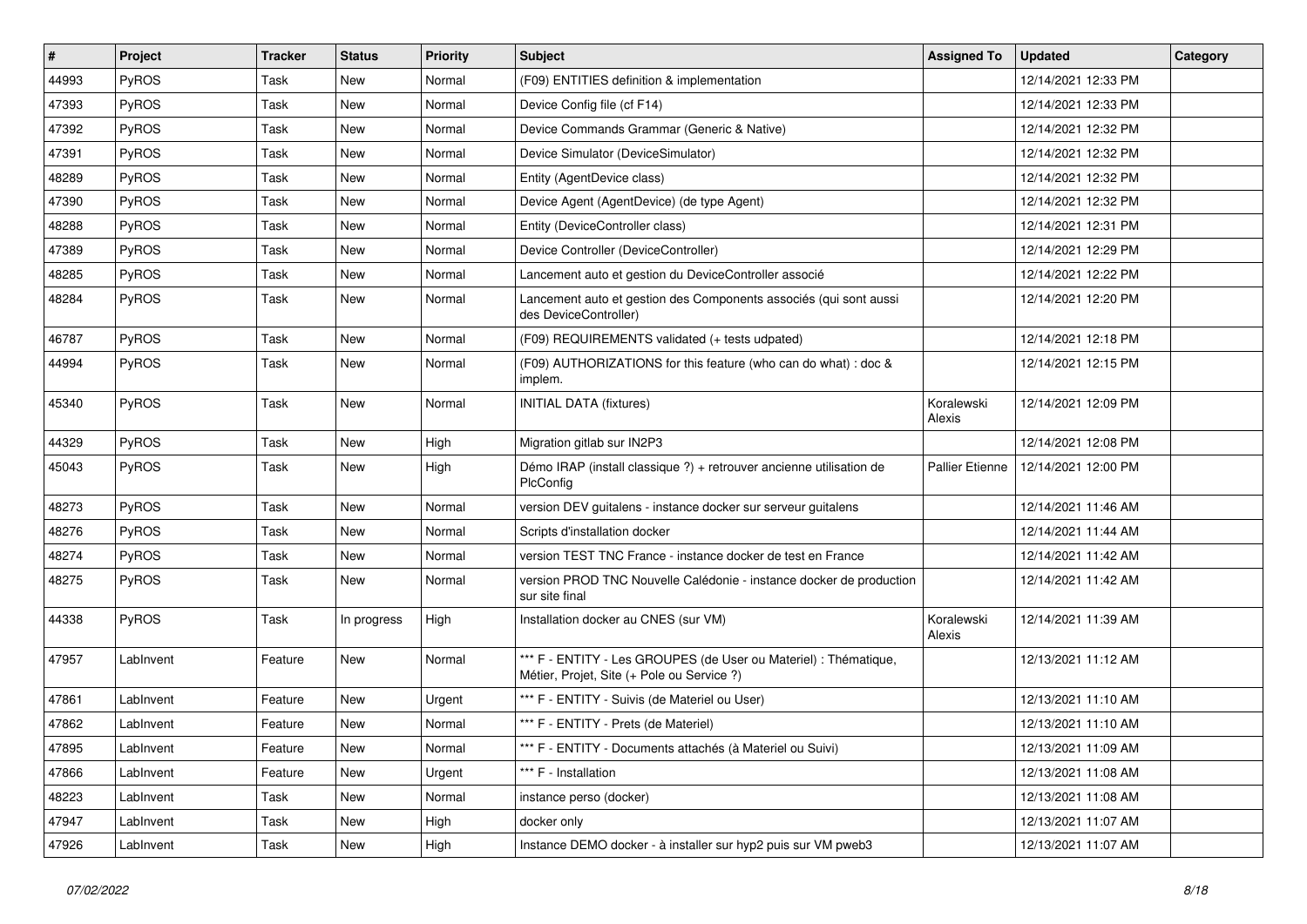| # | Project | Tracker | Status | Priority | Subject | Assigned To | Updated | Category |
|---|---|---|---|---|---|---|---|---|
| 44993 | PyROS | Task | New | Normal | (F09) ENTITIES definition & implementation | | 12/14/2021 12:33 PM | |
| 47393 | PyROS | Task | New | Normal | Device Config file (cf F14) | | 12/14/2021 12:33 PM | |
| 47392 | PyROS | Task | New | Normal | Device Commands Grammar (Generic & Native) | | 12/14/2021 12:32 PM | |
| 47391 | PyROS | Task | New | Normal | Device Simulator (DeviceSimulator) | | 12/14/2021 12:32 PM | |
| 48289 | PyROS | Task | New | Normal | Entity (AgentDevice class) | | 12/14/2021 12:32 PM | |
| 47390 | PyROS | Task | New | Normal | Device Agent (AgentDevice) (de type Agent) | | 12/14/2021 12:32 PM | |
| 48288 | PyROS | Task | New | Normal | Entity (DeviceController class) | | 12/14/2021 12:31 PM | |
| 47389 | PyROS | Task | New | Normal | Device Controller (DeviceController) | | 12/14/2021 12:29 PM | |
| 48285 | PyROS | Task | New | Normal | Lancement auto et gestion du DeviceController associé | | 12/14/2021 12:22 PM | |
| 48284 | PyROS | Task | New | Normal | Lancement auto et gestion des Components associés (qui sont aussi des DeviceController) | | 12/14/2021 12:20 PM | |
| 46787 | PyROS | Task | New | Normal | (F09) REQUIREMENTS validated (+ tests udpated) | | 12/14/2021 12:18 PM | |
| 44994 | PyROS | Task | New | Normal | (F09) AUTHORIZATIONS for this feature (who can do what) : doc & implem. | | 12/14/2021 12:15 PM | |
| 45340 | PyROS | Task | New | Normal | INITIAL DATA (fixtures) | Koralewski Alexis | 12/14/2021 12:09 PM | |
| 44329 | PyROS | Task | New | High | Migration gitlab sur IN2P3 | | 12/14/2021 12:08 PM | |
| 45043 | PyROS | Task | New | High | Démo IRAP (install classique ?) + retrouver ancienne utilisation de PlcConfig | Pallier Etienne | 12/14/2021 12:00 PM | |
| 48273 | PyROS | Task | New | Normal | version DEV guitalens - instance docker sur serveur guitalens | | 12/14/2021 11:46 AM | |
| 48276 | PyROS | Task | New | Normal | Scripts d'installation docker | | 12/14/2021 11:44 AM | |
| 48274 | PyROS | Task | New | Normal | version TEST TNC France - instance docker de test en France | | 12/14/2021 11:42 AM | |
| 48275 | PyROS | Task | New | Normal | version PROD TNC Nouvelle Calédonie - instance docker de production sur site final | | 12/14/2021 11:42 AM | |
| 44338 | PyROS | Task | In progress | High | Installation docker au CNES (sur VM) | Koralewski Alexis | 12/14/2021 11:39 AM | |
| 47957 | LabInvent | Feature | New | Normal | *** F - ENTITY - Les GROUPES (de User ou Materiel) : Thématique, Métier, Projet, Site (+ Pole ou Service ?) | | 12/13/2021 11:12 AM | |
| 47861 | LabInvent | Feature | New | Urgent | *** F - ENTITY - Suivis (de Materiel ou User) | | 12/13/2021 11:10 AM | |
| 47862 | LabInvent | Feature | New | Normal | *** F - ENTITY - Prets (de Materiel) | | 12/13/2021 11:10 AM | |
| 47895 | LabInvent | Feature | New | Normal | *** F - ENTITY - Documents attachés (à Materiel ou Suivi) | | 12/13/2021 11:09 AM | |
| 47866 | LabInvent | Feature | New | Urgent | *** F - Installation | | 12/13/2021 11:08 AM | |
| 48223 | LabInvent | Task | New | Normal | instance perso (docker) | | 12/13/2021 11:08 AM | |
| 47947 | LabInvent | Task | New | High | docker only | | 12/13/2021 11:07 AM | |
| 47926 | LabInvent | Task | New | High | Instance DEMO docker - à installer sur hyp2 puis sur VM pweb3 | | 12/13/2021 11:07 AM | |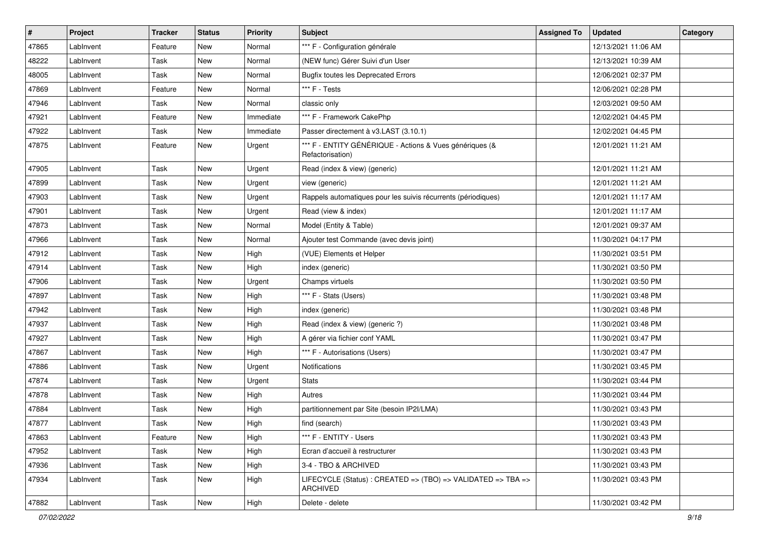| # | Project | Tracker | Status | Priority | Subject | Assigned To | Updated | Category |
|---|---|---|---|---|---|---|---|---|
| 47865 | LabInvent | Feature | New | Normal | *** F - Configuration générale | | 12/13/2021 11:06 AM | |
| 48222 | LabInvent | Task | New | Normal | (NEW func) Gérer Suivi d'un User | | 12/13/2021 10:39 AM | |
| 48005 | LabInvent | Task | New | Normal | Bugfix toutes les Deprecated Errors | | 12/06/2021 02:37 PM | |
| 47869 | LabInvent | Feature | New | Normal | *** F - Tests | | 12/06/2021 02:28 PM | |
| 47946 | LabInvent | Task | New | Normal | classic only | | 12/03/2021 09:50 AM | |
| 47921 | LabInvent | Feature | New | Immediate | *** F - Framework CakePhp | | 12/02/2021 04:45 PM | |
| 47922 | LabInvent | Task | New | Immediate | Passer directement à v3.LAST (3.10.1) | | 12/02/2021 04:45 PM | |
| 47875 | LabInvent | Feature | New | Urgent | *** F - ENTITY GÉNÉRIQUE - Actions & Vues génériques (& Refactorisation) | | 12/01/2021 11:21 AM | |
| 47905 | LabInvent | Task | New | Urgent | Read (index & view) (generic) | | 12/01/2021 11:21 AM | |
| 47899 | LabInvent | Task | New | Urgent | view (generic) | | 12/01/2021 11:21 AM | |
| 47903 | LabInvent | Task | New | Urgent | Rappels automatiques pour les suivis récurrents (périodiques) | | 12/01/2021 11:17 AM | |
| 47901 | LabInvent | Task | New | Urgent | Read (view & index) | | 12/01/2021 11:17 AM | |
| 47873 | LabInvent | Task | New | Normal | Model (Entity & Table) | | 12/01/2021 09:37 AM | |
| 47966 | LabInvent | Task | New | Normal | Ajouter test Commande (avec devis joint) | | 11/30/2021 04:17 PM | |
| 47912 | LabInvent | Task | New | High | (VUE) Elements et Helper | | 11/30/2021 03:51 PM | |
| 47914 | LabInvent | Task | New | High | index (generic) | | 11/30/2021 03:50 PM | |
| 47906 | LabInvent | Task | New | Urgent | Champs virtuels | | 11/30/2021 03:50 PM | |
| 47897 | LabInvent | Task | New | High | *** F - Stats (Users) | | 11/30/2021 03:48 PM | |
| 47942 | LabInvent | Task | New | High | index (generic) | | 11/30/2021 03:48 PM | |
| 47937 | LabInvent | Task | New | High | Read (index & view) (generic ?) | | 11/30/2021 03:48 PM | |
| 47927 | LabInvent | Task | New | High | A gérer via fichier conf YAML | | 11/30/2021 03:47 PM | |
| 47867 | LabInvent | Task | New | High | *** F - Autorisations (Users) | | 11/30/2021 03:47 PM | |
| 47886 | LabInvent | Task | New | Urgent | Notifications | | 11/30/2021 03:45 PM | |
| 47874 | LabInvent | Task | New | Urgent | Stats | | 11/30/2021 03:44 PM | |
| 47878 | LabInvent | Task | New | High | Autres | | 11/30/2021 03:44 PM | |
| 47884 | LabInvent | Task | New | High | partitionnement par Site (besoin IP2I/LMA) | | 11/30/2021 03:43 PM | |
| 47877 | LabInvent | Task | New | High | find (search) | | 11/30/2021 03:43 PM | |
| 47863 | LabInvent | Feature | New | High | *** F - ENTITY - Users | | 11/30/2021 03:43 PM | |
| 47952 | LabInvent | Task | New | High | Ecran d'accueil à restructurer | | 11/30/2021 03:43 PM | |
| 47936 | LabInvent | Task | New | High | 3-4 - TBO & ARCHIVED | | 11/30/2021 03:43 PM | |
| 47934 | LabInvent | Task | New | High | LIFECYCLE (Status) : CREATED => (TBO) => VALIDATED => TBA => ARCHIVED | | 11/30/2021 03:43 PM | |
| 47882 | LabInvent | Task | New | High | Delete - delete | | 11/30/2021 03:42 PM | |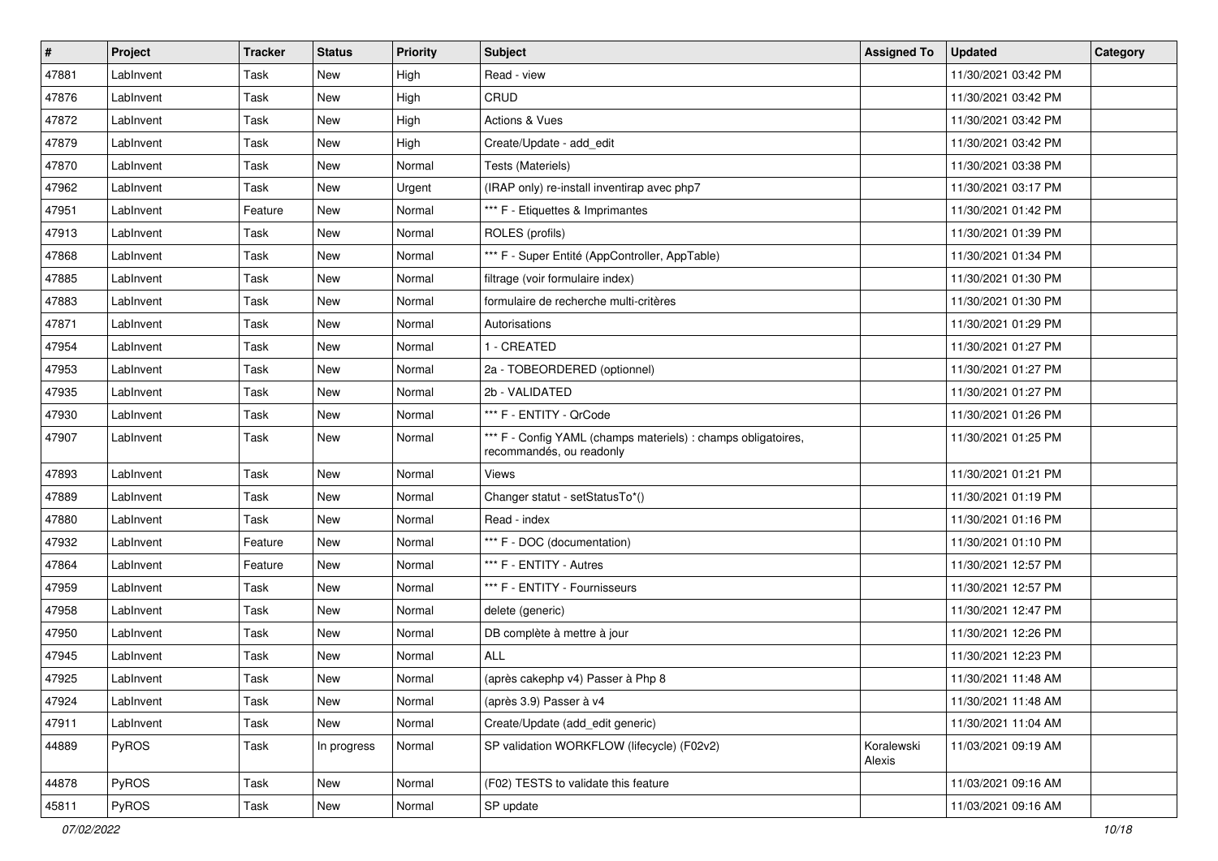| # | Project | Tracker | Status | Priority | Subject | Assigned To | Updated | Category |
|---|---|---|---|---|---|---|---|---|
| 47881 | LabInvent | Task | New | High | Read - view | | 11/30/2021 03:42 PM | |
| 47876 | LabInvent | Task | New | High | CRUD | | 11/30/2021 03:42 PM | |
| 47872 | LabInvent | Task | New | High | Actions & Vues | | 11/30/2021 03:42 PM | |
| 47879 | LabInvent | Task | New | High | Create/Update - add_edit | | 11/30/2021 03:42 PM | |
| 47870 | LabInvent | Task | New | Normal | Tests (Materiels) | | 11/30/2021 03:38 PM | |
| 47962 | LabInvent | Task | New | Urgent | (IRAP only) re-install inventirap avec php7 | | 11/30/2021 03:17 PM | |
| 47951 | LabInvent | Feature | New | Normal | *** F - Etiquettes & Imprimantes | | 11/30/2021 01:42 PM | |
| 47913 | LabInvent | Task | New | Normal | ROLES (profils) | | 11/30/2021 01:39 PM | |
| 47868 | LabInvent | Task | New | Normal | *** F - Super Entité (AppController, AppTable) | | 11/30/2021 01:34 PM | |
| 47885 | LabInvent | Task | New | Normal | filtrage (voir formulaire index) | | 11/30/2021 01:30 PM | |
| 47883 | LabInvent | Task | New | Normal | formulaire de recherche multi-critères | | 11/30/2021 01:30 PM | |
| 47871 | LabInvent | Task | New | Normal | Autorisations | | 11/30/2021 01:29 PM | |
| 47954 | LabInvent | Task | New | Normal | 1 - CREATED | | 11/30/2021 01:27 PM | |
| 47953 | LabInvent | Task | New | Normal | 2a - TOBEORDERED (optionnel) | | 11/30/2021 01:27 PM | |
| 47935 | LabInvent | Task | New | Normal | 2b - VALIDATED | | 11/30/2021 01:27 PM | |
| 47930 | LabInvent | Task | New | Normal | *** F - ENTITY - QrCode | | 11/30/2021 01:26 PM | |
| 47907 | LabInvent | Task | New | Normal | *** F - Config YAML (champs materiels) : champs obligatoires, recommandés, ou readonly | | 11/30/2021 01:25 PM | |
| 47893 | LabInvent | Task | New | Normal | Views | | 11/30/2021 01:21 PM | |
| 47889 | LabInvent | Task | New | Normal | Changer statut - setStatusTo*() | | 11/30/2021 01:19 PM | |
| 47880 | LabInvent | Task | New | Normal | Read - index | | 11/30/2021 01:16 PM | |
| 47932 | LabInvent | Feature | New | Normal | *** F - DOC (documentation) | | 11/30/2021 01:10 PM | |
| 47864 | LabInvent | Feature | New | Normal | *** F - ENTITY - Autres | | 11/30/2021 12:57 PM | |
| 47959 | LabInvent | Task | New | Normal | *** F - ENTITY - Fournisseurs | | 11/30/2021 12:57 PM | |
| 47958 | LabInvent | Task | New | Normal | delete (generic) | | 11/30/2021 12:47 PM | |
| 47950 | LabInvent | Task | New | Normal | DB complète à mettre à jour | | 11/30/2021 12:26 PM | |
| 47945 | LabInvent | Task | New | Normal | ALL | | 11/30/2021 12:23 PM | |
| 47925 | LabInvent | Task | New | Normal | (après cakephp v4) Passer à Php 8 | | 11/30/2021 11:48 AM | |
| 47924 | LabInvent | Task | New | Normal | (après 3.9) Passer à v4 | | 11/30/2021 11:48 AM | |
| 47911 | LabInvent | Task | New | Normal | Create/Update (add_edit generic) | | 11/30/2021 11:04 AM | |
| 44889 | PyROS | Task | In progress | Normal | SP validation WORKFLOW (lifecycle) (F02v2) | Koralewski Alexis | 11/03/2021 09:19 AM | |
| 44878 | PyROS | Task | New | Normal | (F02) TESTS to validate this feature | | 11/03/2021 09:16 AM | |
| 45811 | PyROS | Task | New | Normal | SP update | | 11/03/2021 09:16 AM | |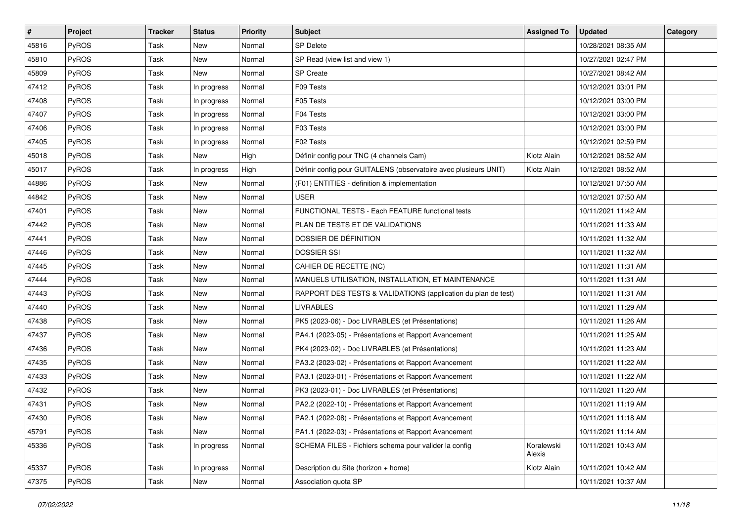| # | Project | Tracker | Status | Priority | Subject | Assigned To | Updated | Category |
|---|---|---|---|---|---|---|---|---|
| 45816 | PyROS | Task | New | Normal | SP Delete | | 10/28/2021 08:35 AM | |
| 45810 | PyROS | Task | New | Normal | SP Read (view list and view 1) | | 10/27/2021 02:47 PM | |
| 45809 | PyROS | Task | New | Normal | SP Create | | 10/27/2021 08:42 AM | |
| 47412 | PyROS | Task | In progress | Normal | F09 Tests | | 10/12/2021 03:01 PM | |
| 47408 | PyROS | Task | In progress | Normal | F05 Tests | | 10/12/2021 03:00 PM | |
| 47407 | PyROS | Task | In progress | Normal | F04 Tests | | 10/12/2021 03:00 PM | |
| 47406 | PyROS | Task | In progress | Normal | F03 Tests | | 10/12/2021 03:00 PM | |
| 47405 | PyROS | Task | In progress | Normal | F02 Tests | | 10/12/2021 02:59 PM | |
| 45018 | PyROS | Task | New | High | Définir config pour TNC (4 channels Cam) | Klotz Alain | 10/12/2021 08:52 AM | |
| 45017 | PyROS | Task | In progress | High | Définir config pour GUITALENS (observatoire avec plusieurs UNIT) | Klotz Alain | 10/12/2021 08:52 AM | |
| 44886 | PyROS | Task | New | Normal | (F01) ENTITIES - definition & implementation | | 10/12/2021 07:50 AM | |
| 44842 | PyROS | Task | New | Normal | USER | | 10/12/2021 07:50 AM | |
| 47401 | PyROS | Task | New | Normal | FUNCTIONAL TESTS - Each FEATURE functional tests | | 10/11/2021 11:42 AM | |
| 47442 | PyROS | Task | New | Normal | PLAN DE TESTS ET DE VALIDATIONS | | 10/11/2021 11:33 AM | |
| 47441 | PyROS | Task | New | Normal | DOSSIER DE DÉFINITION | | 10/11/2021 11:32 AM | |
| 47446 | PyROS | Task | New | Normal | DOSSIER SSI | | 10/11/2021 11:32 AM | |
| 47445 | PyROS | Task | New | Normal | CAHIER DE RECETTE (NC) | | 10/11/2021 11:31 AM | |
| 47444 | PyROS | Task | New | Normal | MANUELS UTILISATION, INSTALLATION, ET MAINTENANCE | | 10/11/2021 11:31 AM | |
| 47443 | PyROS | Task | New | Normal | RAPPORT DES TESTS & VALIDATIONS (application du plan de test) | | 10/11/2021 11:31 AM | |
| 47440 | PyROS | Task | New | Normal | LIVRABLES | | 10/11/2021 11:29 AM | |
| 47438 | PyROS | Task | New | Normal | PK5 (2023-06) - Doc LIVRABLES (et Présentations) | | 10/11/2021 11:26 AM | |
| 47437 | PyROS | Task | New | Normal | PA4.1 (2023-05) - Présentations et Rapport Avancement | | 10/11/2021 11:25 AM | |
| 47436 | PyROS | Task | New | Normal | PK4 (2023-02) - Doc LIVRABLES (et Présentations) | | 10/11/2021 11:23 AM | |
| 47435 | PyROS | Task | New | Normal | PA3.2 (2023-02) - Présentations et Rapport Avancement | | 10/11/2021 11:22 AM | |
| 47433 | PyROS | Task | New | Normal | PA3.1 (2023-01) - Présentations et Rapport Avancement | | 10/11/2021 11:22 AM | |
| 47432 | PyROS | Task | New | Normal | PK3 (2023-01) - Doc LIVRABLES (et Présentations) | | 10/11/2021 11:20 AM | |
| 47431 | PyROS | Task | New | Normal | PA2.2 (2022-10) - Présentations et Rapport Avancement | | 10/11/2021 11:19 AM | |
| 47430 | PyROS | Task | New | Normal | PA2.1 (2022-08) - Présentations et Rapport Avancement | | 10/11/2021 11:18 AM | |
| 45791 | PyROS | Task | New | Normal | PA1.1 (2022-03) - Présentations et Rapport Avancement | | 10/11/2021 11:14 AM | |
| 45336 | PyROS | Task | In progress | Normal | SCHEMA FILES - Fichiers schema pour valider la config | Koralewski Alexis | 10/11/2021 10:43 AM | |
| 45337 | PyROS | Task | In progress | Normal | Description du Site (horizon + home) | Klotz Alain | 10/11/2021 10:42 AM | |
| 47375 | PyROS | Task | New | Normal | Association quota SP | | 10/11/2021 10:37 AM | |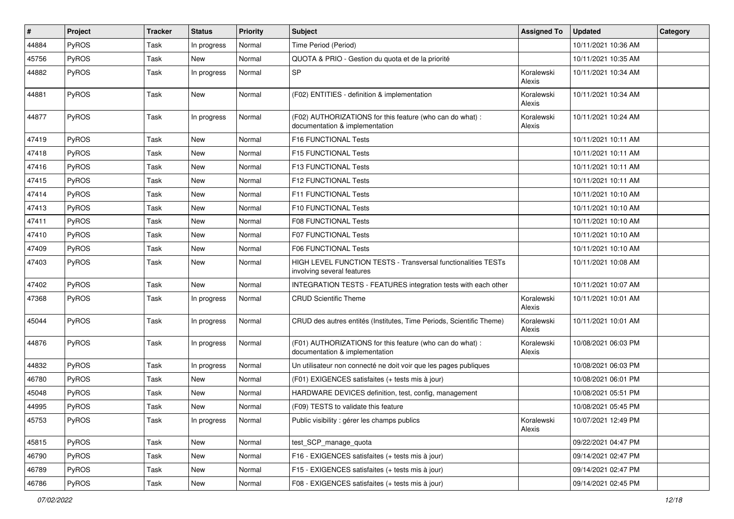| # | Project | Tracker | Status | Priority | Subject | Assigned To | Updated | Category |
|---|---|---|---|---|---|---|---|---|
| 44884 | PyROS | Task | In progress | Normal | Time Period (Period) | | 10/11/2021 10:36 AM | |
| 45756 | PyROS | Task | New | Normal | QUOTA & PRIO - Gestion du quota et de la priorité | | 10/11/2021 10:35 AM | |
| 44882 | PyROS | Task | In progress | Normal | SP | Koralewski Alexis | 10/11/2021 10:34 AM | |
| 44881 | PyROS | Task | New | Normal | (F02) ENTITIES - definition & implementation | Koralewski Alexis | 10/11/2021 10:34 AM | |
| 44877 | PyROS | Task | In progress | Normal | (F02) AUTHORIZATIONS for this feature (who can do what) : documentation & implementation | Koralewski Alexis | 10/11/2021 10:24 AM | |
| 47419 | PyROS | Task | New | Normal | F16 FUNCTIONAL Tests | | 10/11/2021 10:11 AM | |
| 47418 | PyROS | Task | New | Normal | F15 FUNCTIONAL Tests | | 10/11/2021 10:11 AM | |
| 47416 | PyROS | Task | New | Normal | F13 FUNCTIONAL Tests | | 10/11/2021 10:11 AM | |
| 47415 | PyROS | Task | New | Normal | F12 FUNCTIONAL Tests | | 10/11/2021 10:11 AM | |
| 47414 | PyROS | Task | New | Normal | F11 FUNCTIONAL Tests | | 10/11/2021 10:10 AM | |
| 47413 | PyROS | Task | New | Normal | F10 FUNCTIONAL Tests | | 10/11/2021 10:10 AM | |
| 47411 | PyROS | Task | New | Normal | F08 FUNCTIONAL Tests | | 10/11/2021 10:10 AM | |
| 47410 | PyROS | Task | New | Normal | F07 FUNCTIONAL Tests | | 10/11/2021 10:10 AM | |
| 47409 | PyROS | Task | New | Normal | F06 FUNCTIONAL Tests | | 10/11/2021 10:10 AM | |
| 47403 | PyROS | Task | New | Normal | HIGH LEVEL FUNCTION TESTS - Transversal functionalities TESTs involving several features | | 10/11/2021 10:08 AM | |
| 47402 | PyROS | Task | New | Normal | INTEGRATION TESTS - FEATURES integration tests with each other | | 10/11/2021 10:07 AM | |
| 47368 | PyROS | Task | In progress | Normal | CRUD Scientific Theme | Koralewski Alexis | 10/11/2021 10:01 AM | |
| 45044 | PyROS | Task | In progress | Normal | CRUD des autres entités (Institutes, Time Periods, Scientific Theme) | Koralewski Alexis | 10/11/2021 10:01 AM | |
| 44876 | PyROS | Task | In progress | Normal | (F01) AUTHORIZATIONS for this feature (who can do what) : documentation & implementation | Koralewski Alexis | 10/08/2021 06:03 PM | |
| 44832 | PyROS | Task | In progress | Normal | Un utilisateur non connecté ne doit voir que les pages publiques | | 10/08/2021 06:03 PM | |
| 46780 | PyROS | Task | New | Normal | (F01) EXIGENCES satisfaites (+ tests mis à jour) | | 10/08/2021 06:01 PM | |
| 45048 | PyROS | Task | New | Normal | HARDWARE DEVICES definition, test, config, management | | 10/08/2021 05:51 PM | |
| 44995 | PyROS | Task | New | Normal | (F09) TESTS to validate this feature | | 10/08/2021 05:45 PM | |
| 45753 | PyROS | Task | In progress | Normal | Public visibility : gérer les champs publics | Koralewski Alexis | 10/07/2021 12:49 PM | |
| 45815 | PyROS | Task | New | Normal | test_SCP_manage_quota | | 09/22/2021 04:47 PM | |
| 46790 | PyROS | Task | New | Normal | F16 - EXIGENCES satisfaites (+ tests mis à jour) | | 09/14/2021 02:47 PM | |
| 46789 | PyROS | Task | New | Normal | F15 - EXIGENCES satisfaites (+ tests mis à jour) | | 09/14/2021 02:47 PM | |
| 46786 | PyROS | Task | New | Normal | F08 - EXIGENCES satisfaites (+ tests mis à jour) | | 09/14/2021 02:45 PM | |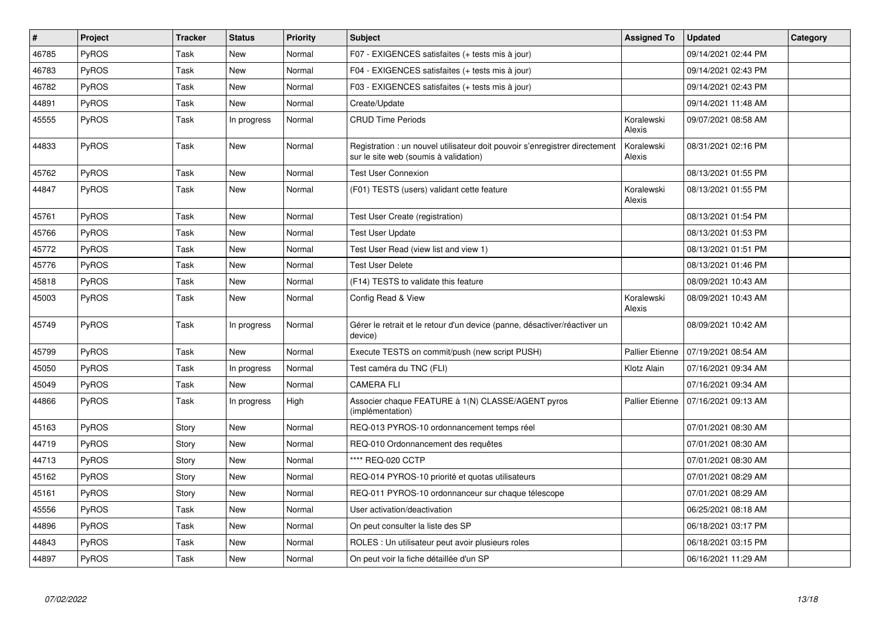| # | Project | Tracker | Status | Priority | Subject | Assigned To | Updated | Category |
|---|---|---|---|---|---|---|---|---|
| 46785 | PyROS | Task | New | Normal | F07 - EXIGENCES satisfaites (+ tests mis à jour) | | 09/14/2021 02:44 PM | |
| 46783 | PyROS | Task | New | Normal | F04 - EXIGENCES satisfaites (+ tests mis à jour) | | 09/14/2021 02:43 PM | |
| 46782 | PyROS | Task | New | Normal | F03 - EXIGENCES satisfaites (+ tests mis à jour) | | 09/14/2021 02:43 PM | |
| 44891 | PyROS | Task | New | Normal | Create/Update | | 09/14/2021 11:48 AM | |
| 45555 | PyROS | Task | In progress | Normal | CRUD Time Periods | Koralewski Alexis | 09/07/2021 08:58 AM | |
| 44833 | PyROS | Task | New | Normal | Registration : un nouvel utilisateur doit pouvoir s'enregistrer directement sur le site web (soumis à validation) | Koralewski Alexis | 08/31/2021 02:16 PM | |
| 45762 | PyROS | Task | New | Normal | Test User Connexion | | 08/13/2021 01:55 PM | |
| 44847 | PyROS | Task | New | Normal | (F01) TESTS (users) validant cette feature | Koralewski Alexis | 08/13/2021 01:55 PM | |
| 45761 | PyROS | Task | New | Normal | Test User Create (registration) | | 08/13/2021 01:54 PM | |
| 45766 | PyROS | Task | New | Normal | Test User Update | | 08/13/2021 01:53 PM | |
| 45772 | PyROS | Task | New | Normal | Test User Read (view list and view 1) | | 08/13/2021 01:51 PM | |
| 45776 | PyROS | Task | New | Normal | Test User Delete | | 08/13/2021 01:46 PM | |
| 45818 | PyROS | Task | New | Normal | (F14) TESTS to validate this feature | | 08/09/2021 10:43 AM | |
| 45003 | PyROS | Task | New | Normal | Config Read & View | Koralewski Alexis | 08/09/2021 10:43 AM | |
| 45749 | PyROS | Task | In progress | Normal | Gérer le retrait et le retour d'un device (panne, désactiver/réactiver un device) | | 08/09/2021 10:42 AM | |
| 45799 | PyROS | Task | New | Normal | Execute TESTS on commit/push (new script PUSH) | Pallier Etienne | 07/19/2021 08:54 AM | |
| 45050 | PyROS | Task | In progress | Normal | Test caméra du TNC (FLI) | Klotz Alain | 07/16/2021 09:34 AM | |
| 45049 | PyROS | Task | New | Normal | CAMERA FLI | | 07/16/2021 09:34 AM | |
| 44866 | PyROS | Task | In progress | High | Associer chaque FEATURE à 1(N) CLASSE/AGENT pyros (implémentation) | Pallier Etienne | 07/16/2021 09:13 AM | |
| 45163 | PyROS | Story | New | Normal | REQ-013 PYROS-10 ordonnancement temps réel | | 07/01/2021 08:30 AM | |
| 44719 | PyROS | Story | New | Normal | REQ-010 Ordonnancement des requêtes | | 07/01/2021 08:30 AM | |
| 44713 | PyROS | Story | New | Normal | **** REQ-020 CCTP | | 07/01/2021 08:30 AM | |
| 45162 | PyROS | Story | New | Normal | REQ-014 PYROS-10 priorité et quotas utilisateurs | | 07/01/2021 08:29 AM | |
| 45161 | PyROS | Story | New | Normal | REQ-011 PYROS-10 ordonnanceur sur chaque télescope | | 07/01/2021 08:29 AM | |
| 45556 | PyROS | Task | New | Normal | User activation/deactivation | | 06/25/2021 08:18 AM | |
| 44896 | PyROS | Task | New | Normal | On peut consulter la liste des SP | | 06/18/2021 03:17 PM | |
| 44843 | PyROS | Task | New | Normal | ROLES : Un utilisateur peut avoir plusieurs roles | | 06/18/2021 03:15 PM | |
| 44897 | PyROS | Task | New | Normal | On peut voir la fiche détaillée d'un SP | | 06/16/2021 11:29 AM | |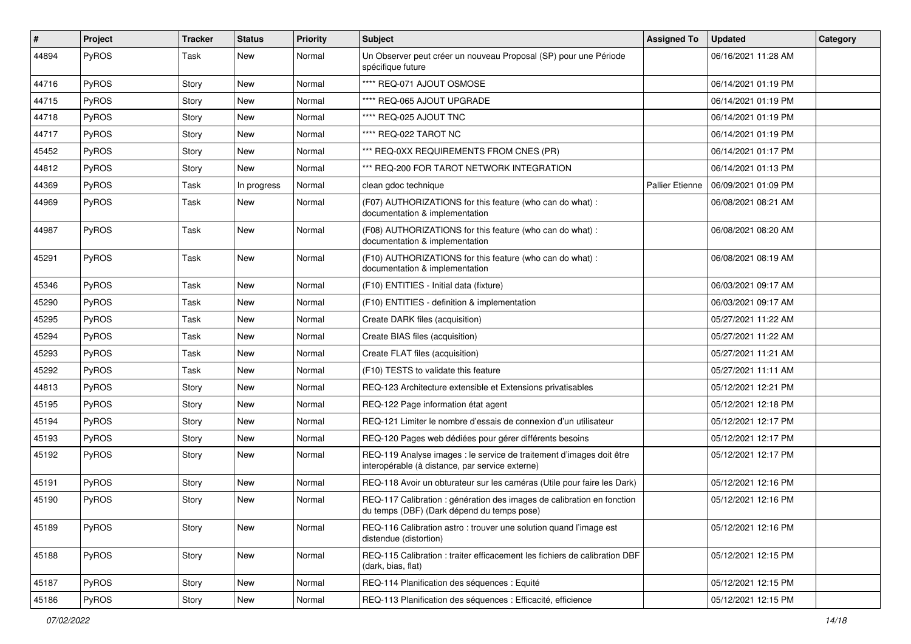| # | Project | Tracker | Status | Priority | Subject | Assigned To | Updated | Category |
|---|---|---|---|---|---|---|---|---|
| 44894 | PyROS | Task | New | Normal | Un Observer peut créer un nouveau Proposal (SP) pour une Période spécifique future | | 06/16/2021 11:28 AM | |
| 44716 | PyROS | Story | New | Normal | **** REQ-071 AJOUT OSMOSE | | 06/14/2021 01:19 PM | |
| 44715 | PyROS | Story | New | Normal | **** REQ-065 AJOUT UPGRADE | | 06/14/2021 01:19 PM | |
| 44718 | PyROS | Story | New | Normal | **** REQ-025 AJOUT TNC | | 06/14/2021 01:19 PM | |
| 44717 | PyROS | Story | New | Normal | **** REQ-022 TAROT NC | | 06/14/2021 01:19 PM | |
| 45452 | PyROS | Story | New | Normal | *** REQ-0XX REQUIREMENTS FROM CNES (PR) | | 06/14/2021 01:17 PM | |
| 44812 | PyROS | Story | New | Normal | *** REQ-200 FOR TAROT NETWORK INTEGRATION | | 06/14/2021 01:13 PM | |
| 44369 | PyROS | Task | In progress | Normal | clean gdoc technique | Pallier Etienne | 06/09/2021 01:09 PM | |
| 44969 | PyROS | Task | New | Normal | (F07) AUTHORIZATIONS for this feature (who can do what) : documentation & implementation | | 06/08/2021 08:21 AM | |
| 44987 | PyROS | Task | New | Normal | (F08) AUTHORIZATIONS for this feature (who can do what) : documentation & implementation | | 06/08/2021 08:20 AM | |
| 45291 | PyROS | Task | New | Normal | (F10) AUTHORIZATIONS for this feature (who can do what) : documentation & implementation | | 06/08/2021 08:19 AM | |
| 45346 | PyROS | Task | New | Normal | (F10) ENTITIES - Initial data (fixture) | | 06/03/2021 09:17 AM | |
| 45290 | PyROS | Task | New | Normal | (F10) ENTITIES - definition & implementation | | 06/03/2021 09:17 AM | |
| 45295 | PyROS | Task | New | Normal | Create DARK files (acquisition) | | 05/27/2021 11:22 AM | |
| 45294 | PyROS | Task | New | Normal | Create BIAS files (acquisition) | | 05/27/2021 11:22 AM | |
| 45293 | PyROS | Task | New | Normal | Create FLAT files (acquisition) | | 05/27/2021 11:21 AM | |
| 45292 | PyROS | Task | New | Normal | (F10) TESTS to validate this feature | | 05/27/2021 11:11 AM | |
| 44813 | PyROS | Story | New | Normal | REQ-123 Architecture extensible et Extensions privatisables | | 05/12/2021 12:21 PM | |
| 45195 | PyROS | Story | New | Normal | REQ-122 Page information état agent | | 05/12/2021 12:18 PM | |
| 45194 | PyROS | Story | New | Normal | REQ-121 Limiter le nombre d'essais de connexion d'un utilisateur | | 05/12/2021 12:17 PM | |
| 45193 | PyROS | Story | New | Normal | REQ-120 Pages web dédiées pour gérer différents besoins | | 05/12/2021 12:17 PM | |
| 45192 | PyROS | Story | New | Normal | REQ-119 Analyse images : le service de traitement d'images doit être interopérable (à distance, par service externe) | | 05/12/2021 12:17 PM | |
| 45191 | PyROS | Story | New | Normal | REQ-118 Avoir un obturateur sur les caméras (Utile pour faire les Dark) | | 05/12/2021 12:16 PM | |
| 45190 | PyROS | Story | New | Normal | REQ-117 Calibration : génération des images de calibration en fonction du temps (DBF) (Dark dépend du temps pose) | | 05/12/2021 12:16 PM | |
| 45189 | PyROS | Story | New | Normal | REQ-116 Calibration astro : trouver une solution quand l'image est distendue (distortion) | | 05/12/2021 12:16 PM | |
| 45188 | PyROS | Story | New | Normal | REQ-115 Calibration : traiter efficacement les fichiers de calibration DBF (dark, bias, flat) | | 05/12/2021 12:15 PM | |
| 45187 | PyROS | Story | New | Normal | REQ-114 Planification des séquences : Equité | | 05/12/2021 12:15 PM | |
| 45186 | PyROS | Story | New | Normal | REQ-113 Planification des séquences : Efficacité, efficience | | 05/12/2021 12:15 PM | |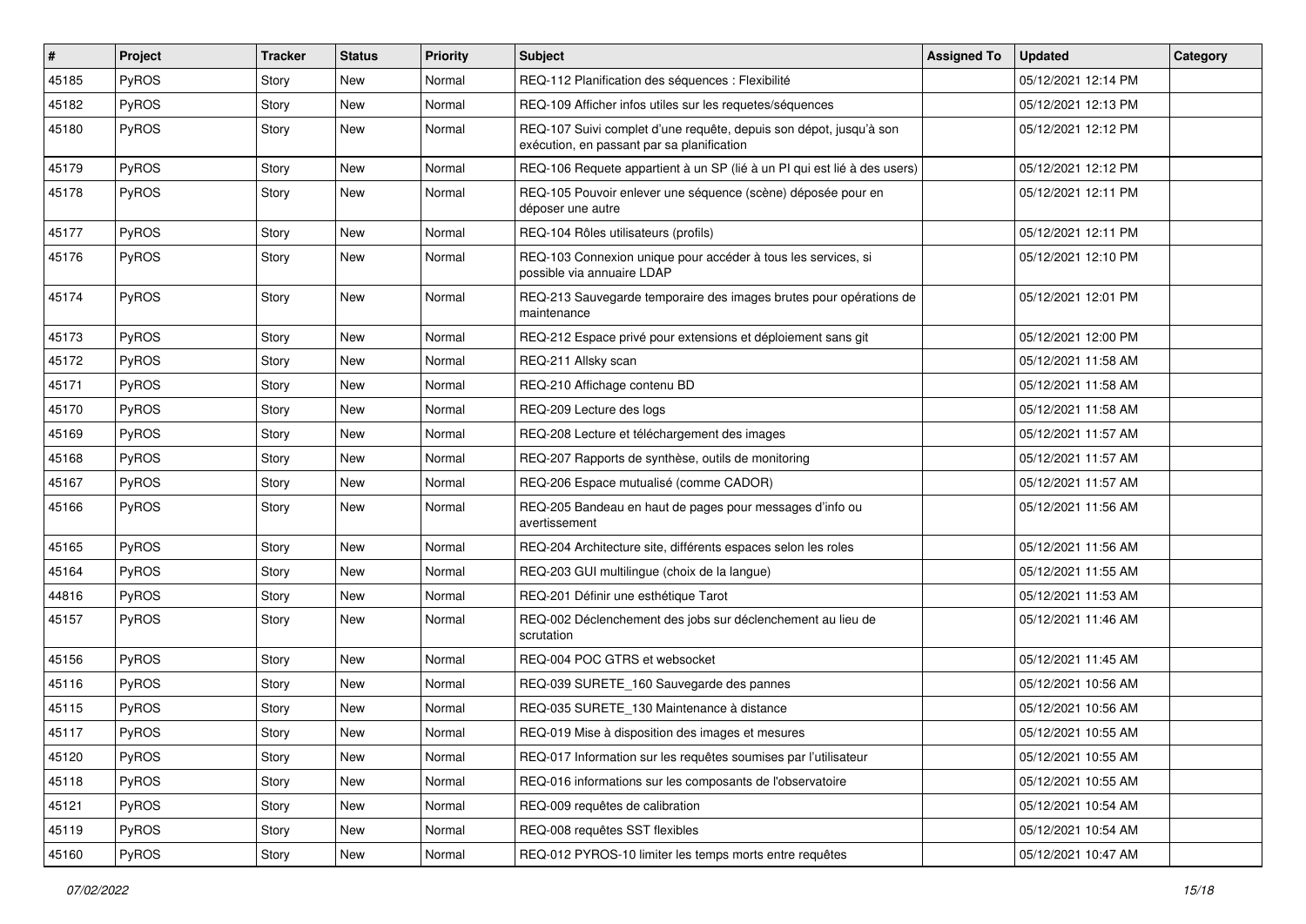| # | Project | Tracker | Status | Priority | Subject | Assigned To | Updated | Category |
|---|---|---|---|---|---|---|---|---|
| 45185 | PyROS | Story | New | Normal | REQ-112 Planification des séquences : Flexibilité | | 05/12/2021 12:14 PM | |
| 45182 | PyROS | Story | New | Normal | REQ-109 Afficher infos utiles sur les requetes/séquences | | 05/12/2021 12:13 PM | |
| 45180 | PyROS | Story | New | Normal | REQ-107 Suivi complet d'une requête, depuis son dépot, jusqu'à son exécution, en passant par sa planification | | 05/12/2021 12:12 PM | |
| 45179 | PyROS | Story | New | Normal | REQ-106 Requete appartient à un SP (lié à un PI qui est lié à des users) | | 05/12/2021 12:12 PM | |
| 45178 | PyROS | Story | New | Normal | REQ-105 Pouvoir enlever une séquence (scène) déposée pour en déposer une autre | | 05/12/2021 12:11 PM | |
| 45177 | PyROS | Story | New | Normal | REQ-104 Rôles utilisateurs (profils) | | 05/12/2021 12:11 PM | |
| 45176 | PyROS | Story | New | Normal | REQ-103 Connexion unique pour accéder à tous les services, si possible via annuaire LDAP | | 05/12/2021 12:10 PM | |
| 45174 | PyROS | Story | New | Normal | REQ-213 Sauvegarde temporaire des images brutes pour opérations de maintenance | | 05/12/2021 12:01 PM | |
| 45173 | PyROS | Story | New | Normal | REQ-212 Espace privé pour extensions et déploiement sans git | | 05/12/2021 12:00 PM | |
| 45172 | PyROS | Story | New | Normal | REQ-211 Allsky scan | | 05/12/2021 11:58 AM | |
| 45171 | PyROS | Story | New | Normal | REQ-210 Affichage contenu BD | | 05/12/2021 11:58 AM | |
| 45170 | PyROS | Story | New | Normal | REQ-209 Lecture des logs | | 05/12/2021 11:58 AM | |
| 45169 | PyROS | Story | New | Normal | REQ-208 Lecture et téléchargement des images | | 05/12/2021 11:57 AM | |
| 45168 | PyROS | Story | New | Normal | REQ-207 Rapports de synthèse, outils de monitoring | | 05/12/2021 11:57 AM | |
| 45167 | PyROS | Story | New | Normal | REQ-206 Espace mutualisé (comme CADOR) | | 05/12/2021 11:57 AM | |
| 45166 | PyROS | Story | New | Normal | REQ-205 Bandeau en haut de pages pour messages d'info ou avertissement | | 05/12/2021 11:56 AM | |
| 45165 | PyROS | Story | New | Normal | REQ-204 Architecture site, différents espaces selon les roles | | 05/12/2021 11:56 AM | |
| 45164 | PyROS | Story | New | Normal | REQ-203 GUI multilingue (choix de la langue) | | 05/12/2021 11:55 AM | |
| 44816 | PyROS | Story | New | Normal | REQ-201 Définir une esthétique Tarot | | 05/12/2021 11:53 AM | |
| 45157 | PyROS | Story | New | Normal | REQ-002 Déclenchement des jobs sur déclenchement au lieu de scrutation | | 05/12/2021 11:46 AM | |
| 45156 | PyROS | Story | New | Normal | REQ-004 POC GTRS et websocket | | 05/12/2021 11:45 AM | |
| 45116 | PyROS | Story | New | Normal | REQ-039 SURETE_160 Sauvegarde des pannes | | 05/12/2021 10:56 AM | |
| 45115 | PyROS | Story | New | Normal | REQ-035 SURETE_130 Maintenance à distance | | 05/12/2021 10:56 AM | |
| 45117 | PyROS | Story | New | Normal | REQ-019 Mise à disposition des images et mesures | | 05/12/2021 10:55 AM | |
| 45120 | PyROS | Story | New | Normal | REQ-017 Information sur les requêtes soumises par l'utilisateur | | 05/12/2021 10:55 AM | |
| 45118 | PyROS | Story | New | Normal | REQ-016 informations sur les composants de l'observatoire | | 05/12/2021 10:55 AM | |
| 45121 | PyROS | Story | New | Normal | REQ-009 requêtes de calibration | | 05/12/2021 10:54 AM | |
| 45119 | PyROS | Story | New | Normal | REQ-008 requêtes SST flexibles | | 05/12/2021 10:54 AM | |
| 45160 | PyROS | Story | New | Normal | REQ-012 PYROS-10 limiter les temps morts entre requêtes | | 05/12/2021 10:47 AM | |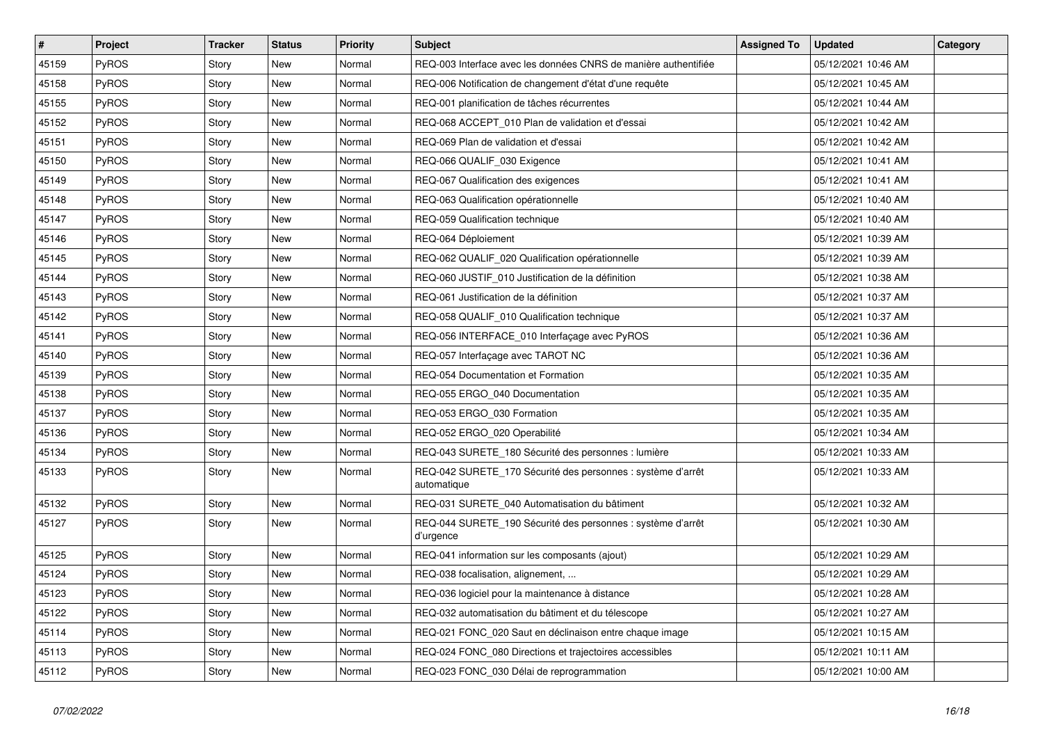| # | Project | Tracker | Status | Priority | Subject | Assigned To | Updated | Category |
|---|---|---|---|---|---|---|---|---|
| 45159 | PyROS | Story | New | Normal | REQ-003 Interface avec les données CNRS de manière authentifiée | | 05/12/2021 10:46 AM | |
| 45158 | PyROS | Story | New | Normal | REQ-006 Notification de changement d'état d'une requête | | 05/12/2021 10:45 AM | |
| 45155 | PyROS | Story | New | Normal | REQ-001 planification de tâches récurrentes | | 05/12/2021 10:44 AM | |
| 45152 | PyROS | Story | New | Normal | REQ-068 ACCEPT_010 Plan de validation et d'essai | | 05/12/2021 10:42 AM | |
| 45151 | PyROS | Story | New | Normal | REQ-069 Plan de validation et d'essai | | 05/12/2021 10:42 AM | |
| 45150 | PyROS | Story | New | Normal | REQ-066 QUALIF_030 Exigence | | 05/12/2021 10:41 AM | |
| 45149 | PyROS | Story | New | Normal | REQ-067 Qualification des exigences | | 05/12/2021 10:41 AM | |
| 45148 | PyROS | Story | New | Normal | REQ-063 Qualification opérationnelle | | 05/12/2021 10:40 AM | |
| 45147 | PyROS | Story | New | Normal | REQ-059 Qualification technique | | 05/12/2021 10:40 AM | |
| 45146 | PyROS | Story | New | Normal | REQ-064 Déploiement | | 05/12/2021 10:39 AM | |
| 45145 | PyROS | Story | New | Normal | REQ-062 QUALIF_020 Qualification opérationnelle | | 05/12/2021 10:39 AM | |
| 45144 | PyROS | Story | New | Normal | REQ-060 JUSTIF_010 Justification de la définition | | 05/12/2021 10:38 AM | |
| 45143 | PyROS | Story | New | Normal | REQ-061 Justification de la définition | | 05/12/2021 10:37 AM | |
| 45142 | PyROS | Story | New | Normal | REQ-058 QUALIF_010 Qualification technique | | 05/12/2021 10:37 AM | |
| 45141 | PyROS | Story | New | Normal | REQ-056 INTERFACE_010 Interfaçage avec PyROS | | 05/12/2021 10:36 AM | |
| 45140 | PyROS | Story | New | Normal | REQ-057 Interfaçage avec TAROT NC | | 05/12/2021 10:36 AM | |
| 45139 | PyROS | Story | New | Normal | REQ-054 Documentation et Formation | | 05/12/2021 10:35 AM | |
| 45138 | PyROS | Story | New | Normal | REQ-055 ERGO_040 Documentation | | 05/12/2021 10:35 AM | |
| 45137 | PyROS | Story | New | Normal | REQ-053 ERGO_030 Formation | | 05/12/2021 10:35 AM | |
| 45136 | PyROS | Story | New | Normal | REQ-052 ERGO_020 Operabilité | | 05/12/2021 10:34 AM | |
| 45134 | PyROS | Story | New | Normal | REQ-043 SURETE_180 Sécurité des personnes : lumière | | 05/12/2021 10:33 AM | |
| 45133 | PyROS | Story | New | Normal | REQ-042 SURETE_170 Sécurité des personnes : système d'arrêt automatique | | 05/12/2021 10:33 AM | |
| 45132 | PyROS | Story | New | Normal | REQ-031 SURETE_040 Automatisation du bâtiment | | 05/12/2021 10:32 AM | |
| 45127 | PyROS | Story | New | Normal | REQ-044 SURETE_190 Sécurité des personnes : système d'arrêt d'urgence | | 05/12/2021 10:30 AM | |
| 45125 | PyROS | Story | New | Normal | REQ-041 information sur les composants (ajout) | | 05/12/2021 10:29 AM | |
| 45124 | PyROS | Story | New | Normal | REQ-038 focalisation, alignement, ... | | 05/12/2021 10:29 AM | |
| 45123 | PyROS | Story | New | Normal | REQ-036 logiciel pour la maintenance à distance | | 05/12/2021 10:28 AM | |
| 45122 | PyROS | Story | New | Normal | REQ-032 automatisation du bâtiment et du télescope | | 05/12/2021 10:27 AM | |
| 45114 | PyROS | Story | New | Normal | REQ-021 FONC_020 Saut en déclinaison entre chaque image | | 05/12/2021 10:15 AM | |
| 45113 | PyROS | Story | New | Normal | REQ-024 FONC_080 Directions et trajectoires accessibles | | 05/12/2021 10:11 AM | |
| 45112 | PyROS | Story | New | Normal | REQ-023 FONC_030 Délai de reprogrammation | | 05/12/2021 10:00 AM | |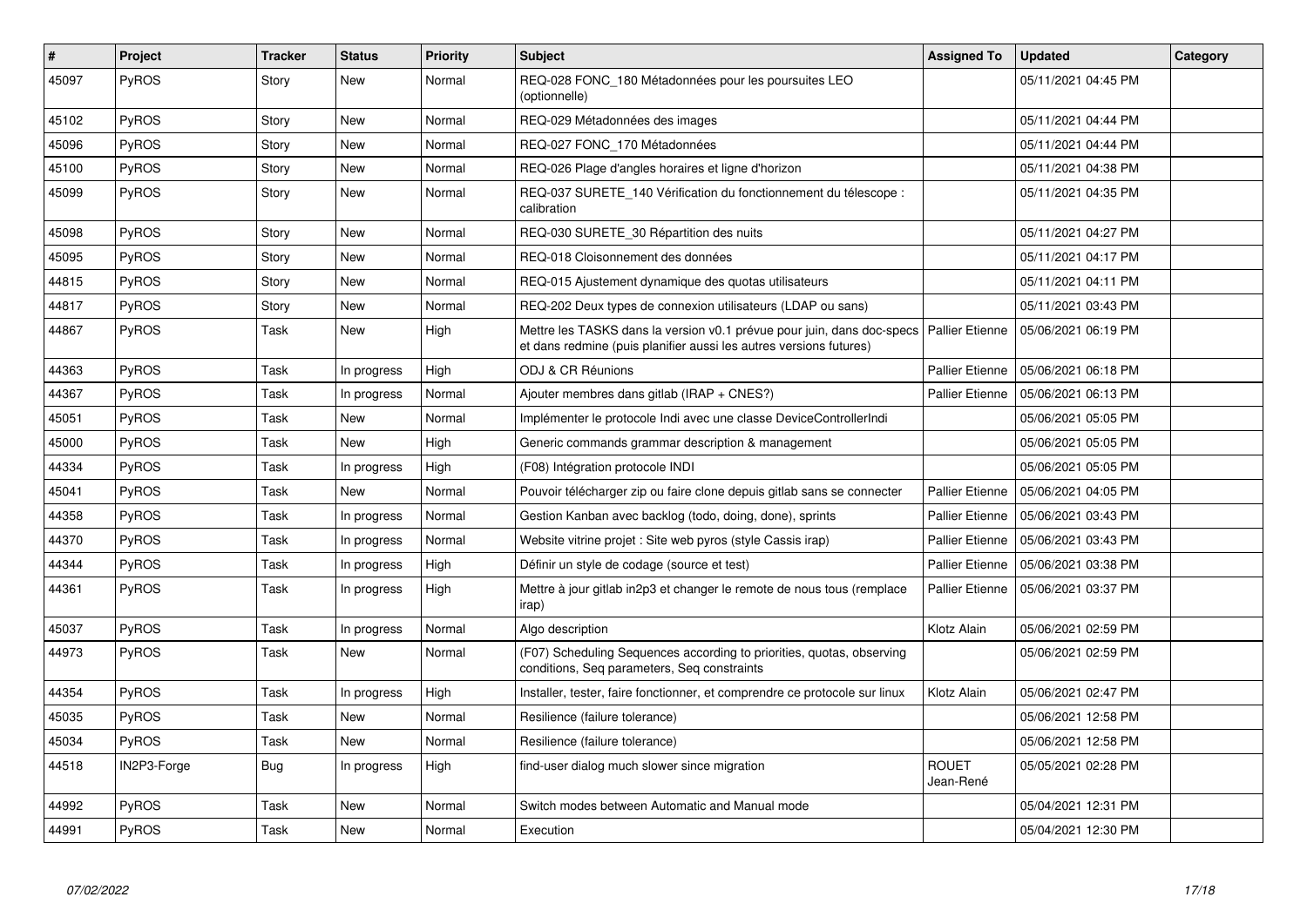| # | Project | Tracker | Status | Priority | Subject | Assigned To | Updated | Category |
|---|---|---|---|---|---|---|---|---|
| 45097 | PyROS | Story | New | Normal | REQ-028 FONC_180 Métadonnées pour les poursuites LEO (optionnelle) | | 05/11/2021 04:45 PM | |
| 45102 | PyROS | Story | New | Normal | REQ-029 Métadonnées des images | | 05/11/2021 04:44 PM | |
| 45096 | PyROS | Story | New | Normal | REQ-027 FONC_170 Métadonnées | | 05/11/2021 04:44 PM | |
| 45100 | PyROS | Story | New | Normal | REQ-026 Plage d'angles horaires et ligne d'horizon | | 05/11/2021 04:38 PM | |
| 45099 | PyROS | Story | New | Normal | REQ-037 SURETE_140 Vérification du fonctionnement du télescope : calibration | | 05/11/2021 04:35 PM | |
| 45098 | PyROS | Story | New | Normal | REQ-030 SURETE_30 Répartition des nuits | | 05/11/2021 04:27 PM | |
| 45095 | PyROS | Story | New | Normal | REQ-018 Cloisonnement des données | | 05/11/2021 04:17 PM | |
| 44815 | PyROS | Story | New | Normal | REQ-015 Ajustement dynamique des quotas utilisateurs | | 05/11/2021 04:11 PM | |
| 44817 | PyROS | Story | New | Normal | REQ-202 Deux types de connexion utilisateurs (LDAP ou sans) | | 05/11/2021 03:43 PM | |
| 44867 | PyROS | Task | New | High | Mettre les TASKS dans la version v0.1 prévue pour juin, dans doc-specs et dans redmine (puis planifier aussi les autres versions futures) | Pallier Etienne | 05/06/2021 06:19 PM | |
| 44363 | PyROS | Task | In progress | High | ODJ & CR Réunions | Pallier Etienne | 05/06/2021 06:18 PM | |
| 44367 | PyROS | Task | In progress | Normal | Ajouter membres dans gitlab (IRAP + CNES?) | Pallier Etienne | 05/06/2021 06:13 PM | |
| 45051 | PyROS | Task | New | Normal | Implémenter le protocole Indi avec une classe DeviceControllerIndi | | 05/06/2021 05:05 PM | |
| 45000 | PyROS | Task | New | High | Generic commands grammar description & management | | 05/06/2021 05:05 PM | |
| 44334 | PyROS | Task | In progress | High | (F08) Intégration protocole INDI | | 05/06/2021 05:05 PM | |
| 45041 | PyROS | Task | New | Normal | Pouvoir télécharger zip ou faire clone depuis gitlab sans se connecter | Pallier Etienne | 05/06/2021 04:05 PM | |
| 44358 | PyROS | Task | In progress | Normal | Gestion Kanban avec backlog (todo, doing, done), sprints | Pallier Etienne | 05/06/2021 03:43 PM | |
| 44370 | PyROS | Task | In progress | Normal | Website vitrine projet : Site web pyros (style Cassis irap) | Pallier Etienne | 05/06/2021 03:43 PM | |
| 44344 | PyROS | Task | In progress | High | Définir un style de codage (source et test) | Pallier Etienne | 05/06/2021 03:38 PM | |
| 44361 | PyROS | Task | In progress | High | Mettre à jour gitlab in2p3 et changer le remote de nous tous (remplace irap) | Pallier Etienne | 05/06/2021 03:37 PM | |
| 45037 | PyROS | Task | In progress | Normal | Algo description | Klotz Alain | 05/06/2021 02:59 PM | |
| 44973 | PyROS | Task | New | Normal | (F07) Scheduling Sequences according to priorities, quotas, observing conditions, Seq parameters, Seq constraints | | 05/06/2021 02:59 PM | |
| 44354 | PyROS | Task | In progress | High | Installer, tester, faire fonctionner, et comprendre ce protocole sur linux | Klotz Alain | 05/06/2021 02:47 PM | |
| 45035 | PyROS | Task | New | Normal | Resilience (failure tolerance) | | 05/06/2021 12:58 PM | |
| 45034 | PyROS | Task | New | Normal | Resilience (failure tolerance) | | 05/06/2021 12:58 PM | |
| 44518 | IN2P3-Forge | Bug | In progress | High | find-user dialog much slower since migration | ROUET Jean-René | 05/05/2021 02:28 PM | |
| 44992 | PyROS | Task | New | Normal | Switch modes between Automatic and Manual mode | | 05/04/2021 12:31 PM | |
| 44991 | PyROS | Task | New | Normal | Execution | | 05/04/2021 12:30 PM | |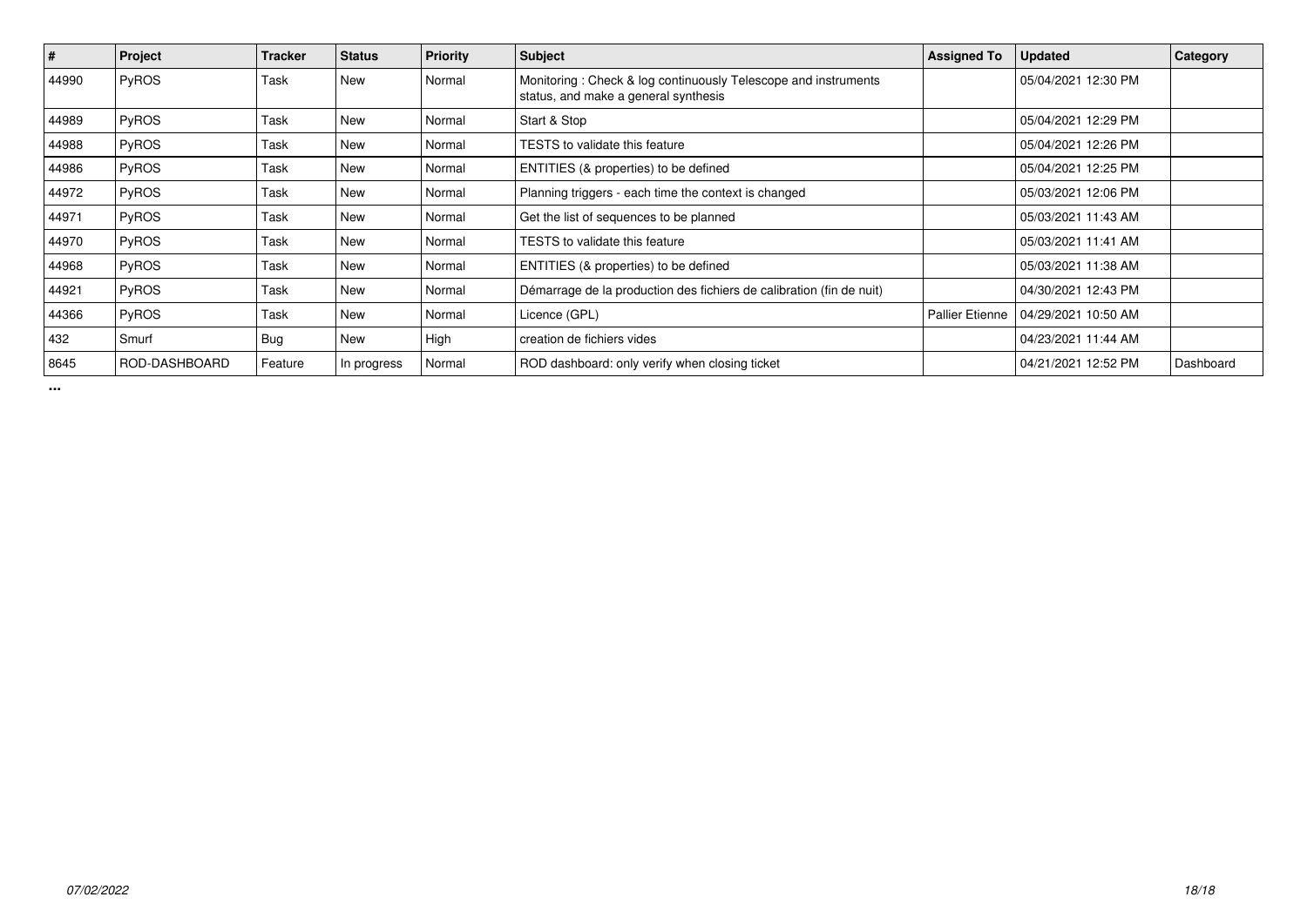| # | Project | Tracker | Status | Priority | Subject | Assigned To | Updated | Category |
|---|---|---|---|---|---|---|---|---|
| 44990 | PyROS | Task | New | Normal | Monitoring : Check & log continuously Telescope and instruments status, and make a general synthesis | | 05/04/2021 12:30 PM | |
| 44989 | PyROS | Task | New | Normal | Start & Stop | | 05/04/2021 12:29 PM | |
| 44988 | PyROS | Task | New | Normal | TESTS to validate this feature | | 05/04/2021 12:26 PM | |
| 44986 | PyROS | Task | New | Normal | ENTITIES (& properties) to be defined | | 05/04/2021 12:25 PM | |
| 44972 | PyROS | Task | New | Normal | Planning triggers - each time the context is changed | | 05/03/2021 12:06 PM | |
| 44971 | PyROS | Task | New | Normal | Get the list of sequences to be planned | | 05/03/2021 11:43 AM | |
| 44970 | PyROS | Task | New | Normal | TESTS to validate this feature | | 05/03/2021 11:41 AM | |
| 44968 | PyROS | Task | New | Normal | ENTITIES (& properties) to be defined | | 05/03/2021 11:38 AM | |
| 44921 | PyROS | Task | New | Normal | Démarrage de la production des fichiers de calibration (fin de nuit) | | 04/30/2021 12:43 PM | |
| 44366 | PyROS | Task | New | Normal | Licence (GPL) | Pallier Etienne | 04/29/2021 10:50 AM | |
| 432 | Smurf | Bug | New | High | creation de fichiers vides | | 04/23/2021 11:44 AM | |
| 8645 | ROD-DASHBOARD | Feature | In progress | Normal | ROD dashboard: only verify when closing ticket | | 04/21/2021 12:52 PM | Dashboard |

...